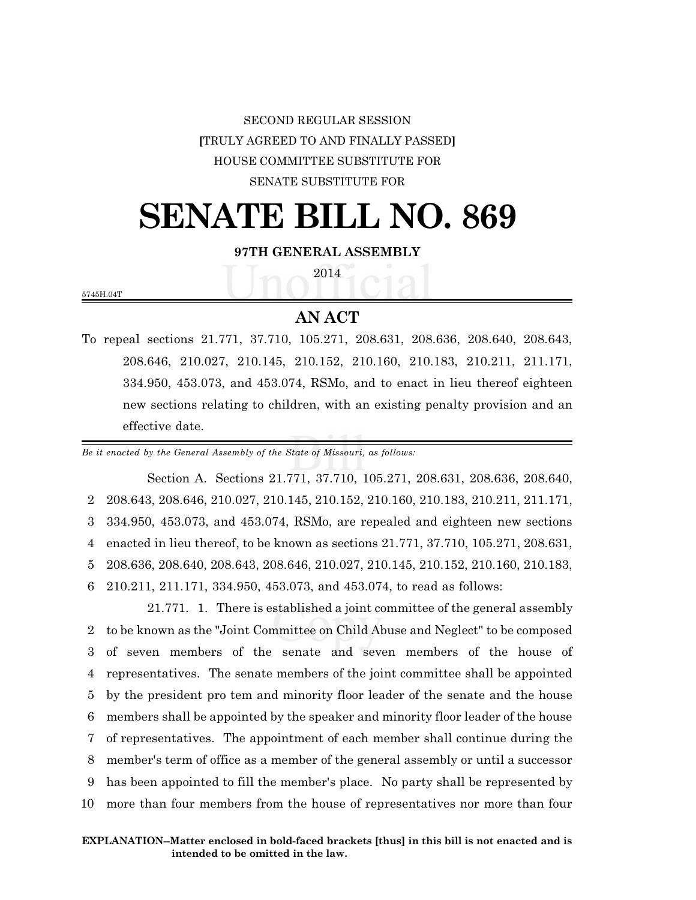SECOND REGULAR SESSION

[TRULY AGREED TO AND FINALLY PASSED]

HOUSE COMMITTEE SUBSTITUTE FOR

SENATE SUBSTITUTE FOR

# SENATE BILL NO. 869

**97TH GENERAL ASSEMBLY**

2014

5745H.04T

## AN ACT

To repeal sections 21.771, 37.710, 105.271, 208.631, 208.636, 208.640, 208.643, 208.646, 210.027, 210.145, 210.152, 210.160, 210.183, 210.211, 211.171, 334.950, 453.073, and 453.074, RSMo, and to enact in lieu thereof eighteen new sections relating to children, with an existing penalty provision and an effective date.

*Be it enacted by the General Assembly of the State of Missouri, as follows:*

Section A. Sections 21.771, 37.710, 105.271, 208.631, 208.636, 208.640, 208.643, 208.646, 210.027, 210.145, 210.152, 210.160, 210.183, 210.211, 211.171, 334.950, 453.073, and 453.074, RSMo, are repealed and eighteen new sections enacted in lieu thereof, to be known as sections 21.771, 37.710, 105.271, 208.631, 208.636, 208.640, 208.643, 208.646, 210.027, 210.145, 210.152, 210.160, 210.183, 210.211, 211.171, 334.950, 453.073, and 453.074, to read as follows:

21.771. 1. There is established a joint committee of the general assembly to be known as the "Joint Committee on Child Abuse and Neglect" to be composed of seven members of the senate and seven members of the house of representatives. The senate members of the joint committee shall be appointed by the president pro tem and minority floor leader of the senate and the house members shall be appointed by the speaker and minority floor leader of the house of representatives. The appointment of each member shall continue during the member's term of office as a member of the general assembly or until a successor has been appointed to fill the member's place. No party shall be represented by more than four members from the house of representatives nor more than four

**EXPLANATION–Matter enclosed in bold-faced brackets [thus] in this bill is not enacted and is intended to be omitted in the law.**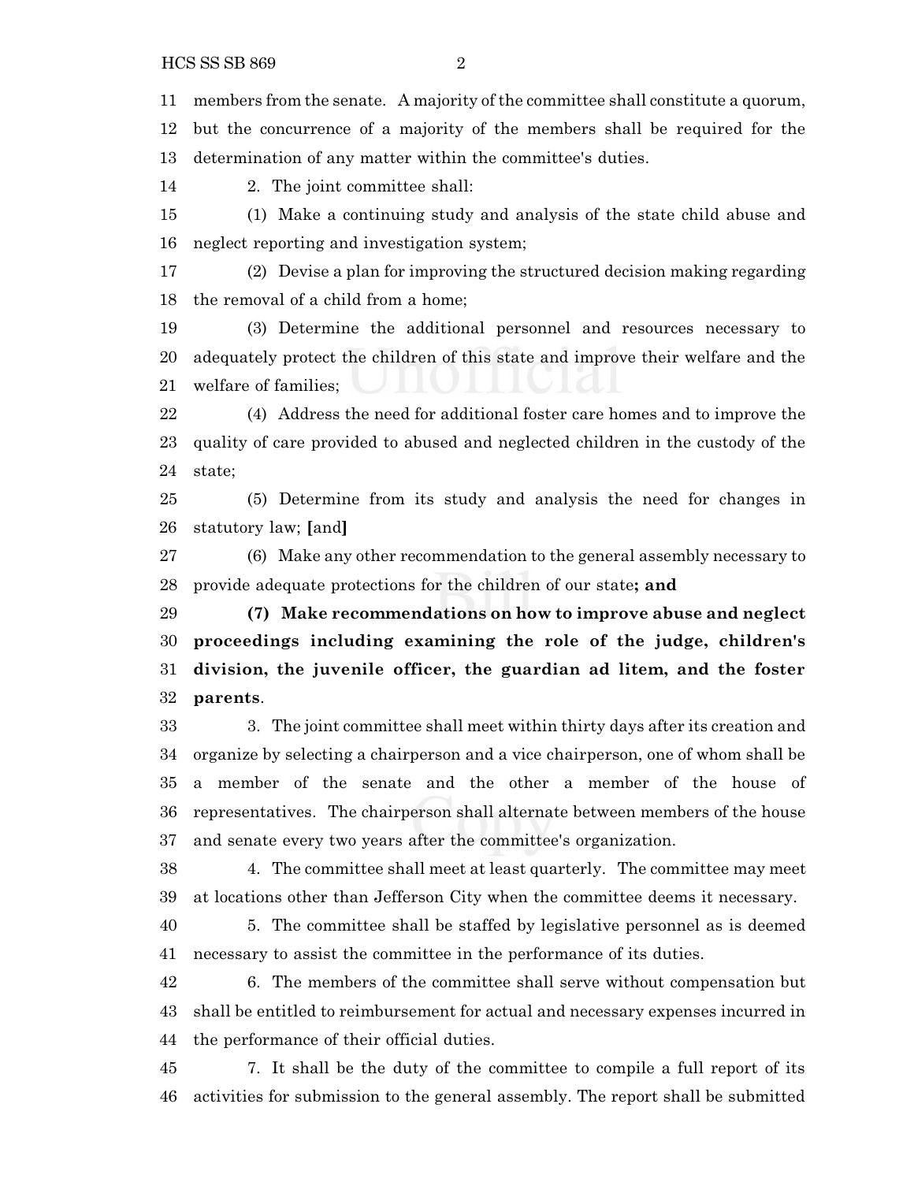11 members from the senate. A majority of the committee shall constitute a quorum,
12 but the concurrence of a majority of the members shall be required for the
13 determination of any matter within the committee's duties.

14 2. The joint committee shall:

15 (1) Make a continuing study and analysis of the state child abuse and
16 neglect reporting and investigation system;

17 (2) Devise a plan for improving the structured decision making regarding
18 the removal of a child from a home;

19 (3) Determine the additional personnel and resources necessary to
20 adequately protect the children of this state and improve their welfare and the
21 welfare of families;

22 (4) Address the need for additional foster care homes and to improve the
23 quality of care provided to abused and neglected children in the custody of the
24 state;

25 (5) Determine from its study and analysis the need for changes in
26 statutory law; **[**and**]**

27 (6) Make any other recommendation to the general assembly necessary to
28 provide adequate protections for the children of our state**; and**

29 **(7) Make recommendations on how to improve abuse and neglect**
30 **proceedings including examining the role of the judge, children's**
31 **division, the juvenile officer, the guardian ad litem, and the foster**
32 **parents**.

33 3. The joint committee shall meet within thirty days after its creation and
34 organize by selecting a chairperson and a vice chairperson, one of whom shall be
35 a member of the senate and the other a member of the house of
36 representatives. The chairperson shall alternate between members of the house
37 and senate every two years after the committee's organization.

38 4. The committee shall meet at least quarterly. The committee may meet
39 at locations other than Jefferson City when the committee deems it necessary.

40 5. The committee shall be staffed by legislative personnel as is deemed
41 necessary to assist the committee in the performance of its duties.

42 6. The members of the committee shall serve without compensation but
43 shall be entitled to reimbursement for actual and necessary expenses incurred in
44 the performance of their official duties.

45 7. It shall be the duty of the committee to compile a full report of its
46 activities for submission to the general assembly. The report shall be submitted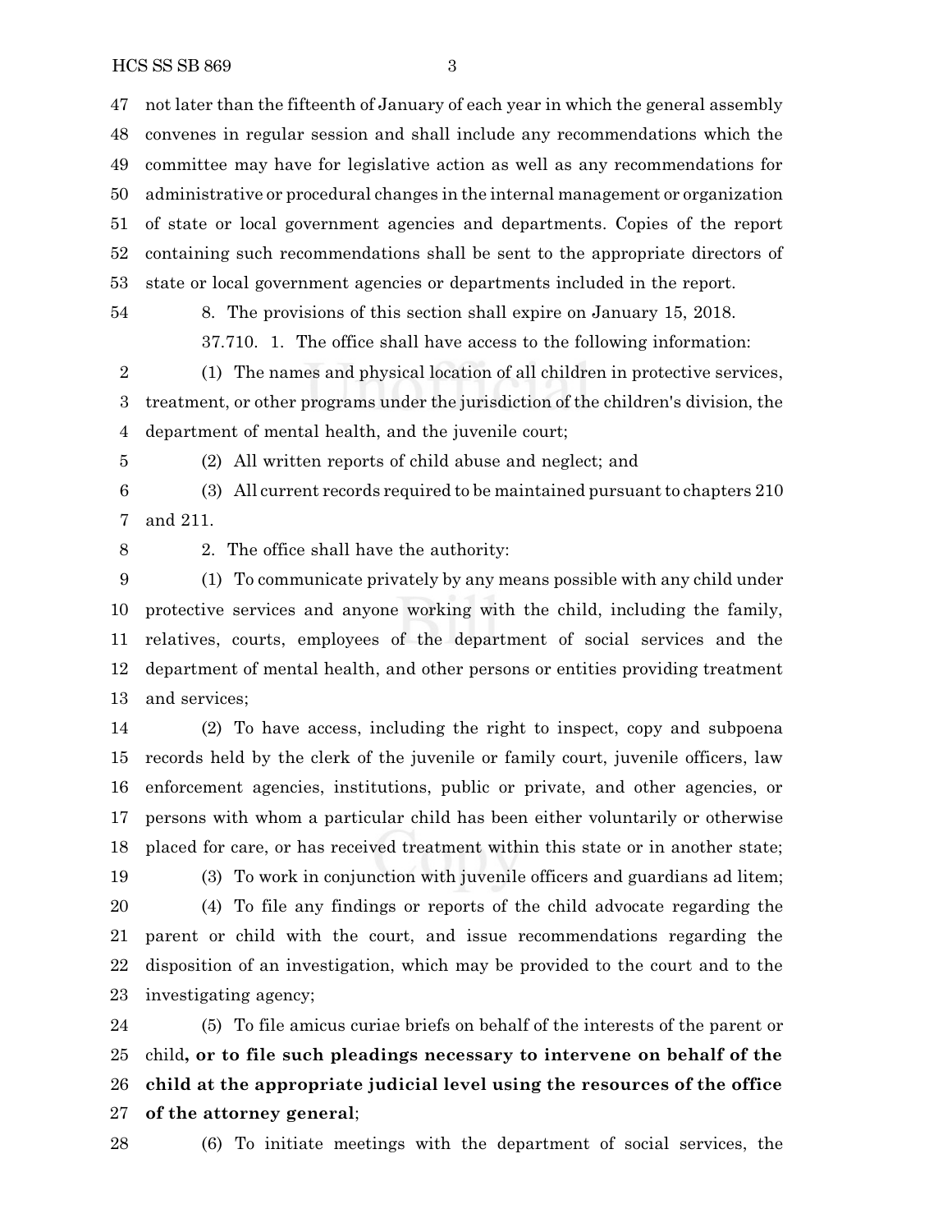not later than the fifteenth of January of each year in which the general assembly convenes in regular session and shall include any recommendations which the committee may have for legislative action as well as any recommendations for administrative or procedural changes in the internal management or organization of state or local government agencies and departments. Copies of the report containing such recommendations shall be sent to the appropriate directors of state or local government agencies or departments included in the report.

8. The provisions of this section shall expire on January 15, 2018.

37.710. 1. The office shall have access to the following information:

(1) The names and physical location of all children in protective services, treatment, or other programs under the jurisdiction of the children's division, the department of mental health, and the juvenile court;

(2) All written reports of child abuse and neglect; and

(3) All current records required to be maintained pursuant to chapters 210 and 211.

2. The office shall have the authority:

(1) To communicate privately by any means possible with any child under protective services and anyone working with the child, including the family, relatives, courts, employees of the department of social services and the department of mental health, and other persons or entities providing treatment and services;

(2) To have access, including the right to inspect, copy and subpoena records held by the clerk of the juvenile or family court, juvenile officers, law enforcement agencies, institutions, public or private, and other agencies, or persons with whom a particular child has been either voluntarily or otherwise placed for care, or has received treatment within this state or in another state;

(3) To work in conjunction with juvenile officers and guardians ad litem;

(4) To file any findings or reports of the child advocate regarding the parent or child with the court, and issue recommendations regarding the disposition of an investigation, which may be provided to the court and to the investigating agency;

(5) To file amicus curiae briefs on behalf of the interests of the parent or child**, or to file such pleadings necessary to intervene on behalf of the child at the appropriate judicial level using the resources of the office of the attorney general**;

(6) To initiate meetings with the department of social services, the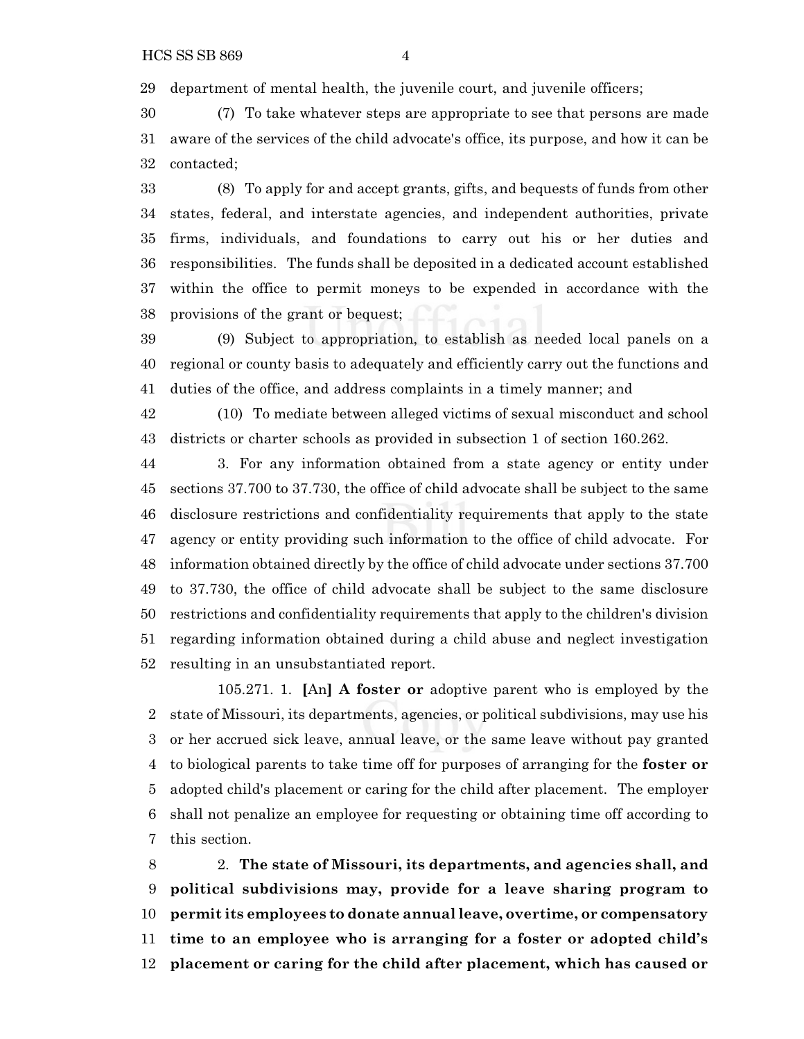29 department of mental health, the juvenile court, and juvenile officers;

30 (7) To take whatever steps are appropriate to see that persons are made
31 aware of the services of the child advocate's office, its purpose, and how it can be
32 contacted;

33 (8) To apply for and accept grants, gifts, and bequests of funds from other
34 states, federal, and interstate agencies, and independent authorities, private
35 firms, individuals, and foundations to carry out his or her duties and
36 responsibilities. The funds shall be deposited in a dedicated account established
37 within the office to permit moneys to be expended in accordance with the
38 provisions of the grant or bequest;

39 (9) Subject to appropriation, to establish as needed local panels on a
40 regional or county basis to adequately and efficiently carry out the functions and
41 duties of the office, and address complaints in a timely manner; and

42 (10) To mediate between alleged victims of sexual misconduct and school
43 districts or charter schools as provided in subsection 1 of section 160.262.

44 3. For any information obtained from a state agency or entity under
45 sections 37.700 to 37.730, the office of child advocate shall be subject to the same
46 disclosure restrictions and confidentiality requirements that apply to the state
47 agency or entity providing such information to the office of child advocate. For
48 information obtained directly by the office of child advocate under sections 37.700
49 to 37.730, the office of child advocate shall be subject to the same disclosure
50 restrictions and confidentiality requirements that apply to the children's division
51 regarding information obtained during a child abuse and neglect investigation
52 resulting in an unsubstantiated report.

105.271. 1. [An] **A foster or** adoptive parent who is employed by the
2 state of Missouri, its departments, agencies, or political subdivisions, may use his
3 or her accrued sick leave, annual leave, or the same leave without pay granted
4 to biological parents to take time off for purposes of arranging for the **foster or**
5 adopted child's placement or caring for the child after placement. The employer
6 shall not penalize an employee for requesting or obtaining time off according to
7 this section.

8 2. **The state of Missouri, its departments, and agencies shall, and**
9 **political subdivisions may, provide for a leave sharing program to**
10 **permit its employees to donate annual leave, overtime, or compensatory**
11 **time to an employee who is arranging for a foster or adopted child's**
12 **placement or caring for the child after placement, which has caused or**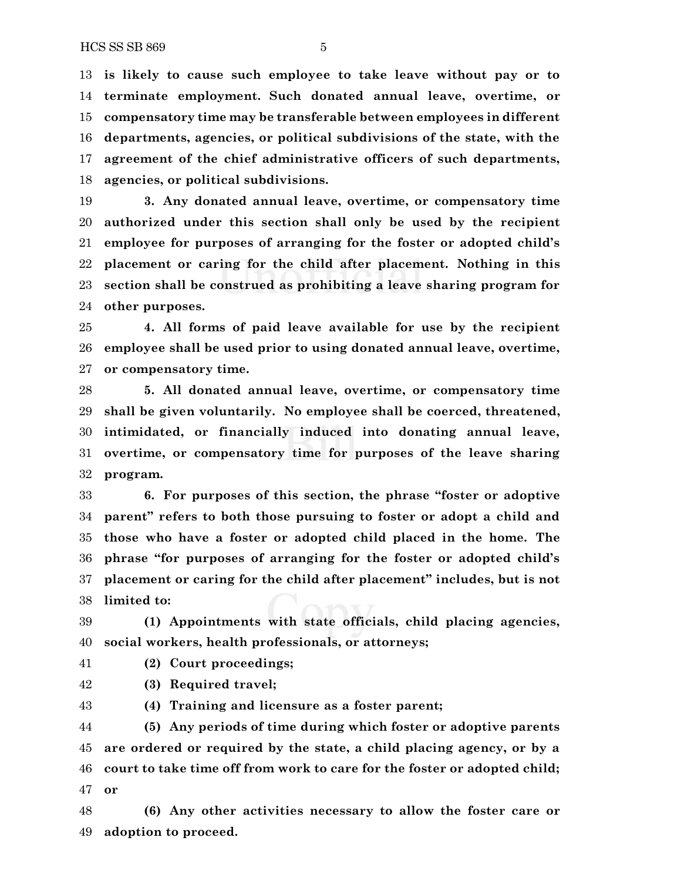**is likely to cause such employee to take leave without pay or to terminate employment. Such donated annual leave, overtime, or compensatory time may be transferable between employees in different departments, agencies, or political subdivisions of the state, with the agreement of the chief administrative officers of such departments, agencies, or political subdivisions.**

**3. Any donated annual leave, overtime, or compensatory time authorized under this section shall only be used by the recipient employee for purposes of arranging for the foster or adopted child's placement or caring for the child after placement. Nothing in this section shall be construed as prohibiting a leave sharing program for other purposes.**

**4. All forms of paid leave available for use by the recipient employee shall be used prior to using donated annual leave, overtime, or compensatory time.**

**5. All donated annual leave, overtime, or compensatory time shall be given voluntarily. No employee shall be coerced, threatened, intimidated, or financially induced into donating annual leave, overtime, or compensatory time for purposes of the leave sharing program.**

**6. For purposes of this section, the phrase "foster or adoptive parent" refers to both those pursuing to foster or adopt a child and those who have a foster or adopted child placed in the home. The phrase "for purposes of arranging for the foster or adopted child's placement or caring for the child after placement" includes, but is not limited to:**

**(1) Appointments with state officials, child placing agencies, social workers, health professionals, or attorneys;**

**(2) Court proceedings;**

**(3) Required travel;**

**(4) Training and licensure as a foster parent;**

**(5) Any periods of time during which foster or adoptive parents are ordered or required by the state, a child placing agency, or by a court to take time off from work to care for the foster or adopted child; or**

**(6) Any other activities necessary to allow the foster care or adoption to proceed.**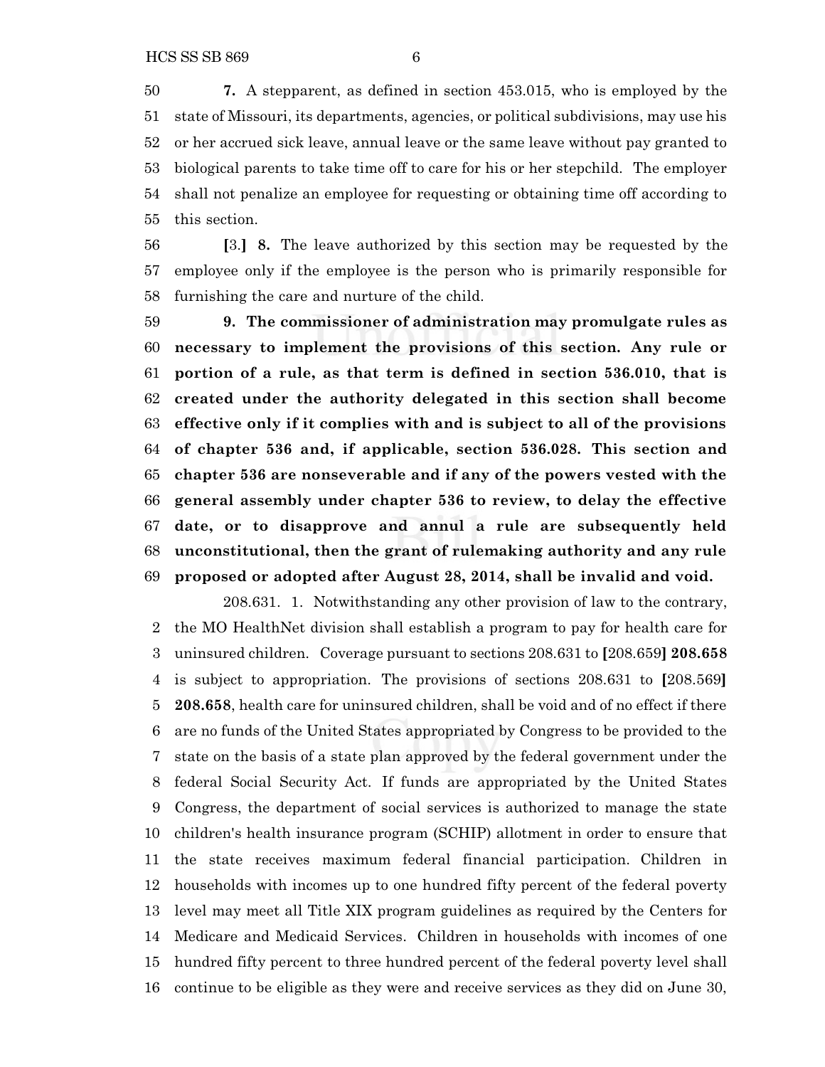**7.** A stepparent, as defined in section 453.015, who is employed by the state of Missouri, its departments, agencies, or political subdivisions, may use his or her accrued sick leave, annual leave or the same leave without pay granted to biological parents to take time off to care for his or her stepchild. The employer shall not penalize an employee for requesting or obtaining time off according to this section.

**[**3.**]** **8.** The leave authorized by this section may be requested by the employee only if the employee is the person who is primarily responsible for furnishing the care and nurture of the child.

**9. The commissioner of administration may promulgate rules as necessary to implement the provisions of this section. Any rule or portion of a rule, as that term is defined in section 536.010, that is created under the authority delegated in this section shall become effective only if it complies with and is subject to all of the provisions of chapter 536 and, if applicable, section 536.028. This section and chapter 536 are nonseverable and if any of the powers vested with the general assembly under chapter 536 to review, to delay the effective date, or to disapprove and annul a rule are subsequently held unconstitutional, then the grant of rulemaking authority and any rule proposed or adopted after August 28, 2014, shall be invalid and void.**

208.631. 1. Notwithstanding any other provision of law to the contrary, the MO HealthNet division shall establish a program to pay for health care for uninsured children. Coverage pursuant to sections 208.631 to **[**208.659**]** **208.658** is subject to appropriation. The provisions of sections 208.631 to **[**208.569**]** **208.658**, health care for uninsured children, shall be void and of no effect if there are no funds of the United States appropriated by Congress to be provided to the state on the basis of a state plan approved by the federal government under the federal Social Security Act. If funds are appropriated by the United States Congress, the department of social services is authorized to manage the state children's health insurance program (SCHIP) allotment in order to ensure that the state receives maximum federal financial participation. Children in households with incomes up to one hundred fifty percent of the federal poverty level may meet all Title XIX program guidelines as required by the Centers for Medicare and Medicaid Services. Children in households with incomes of one hundred fifty percent to three hundred percent of the federal poverty level shall continue to be eligible as they were and receive services as they did on June 30,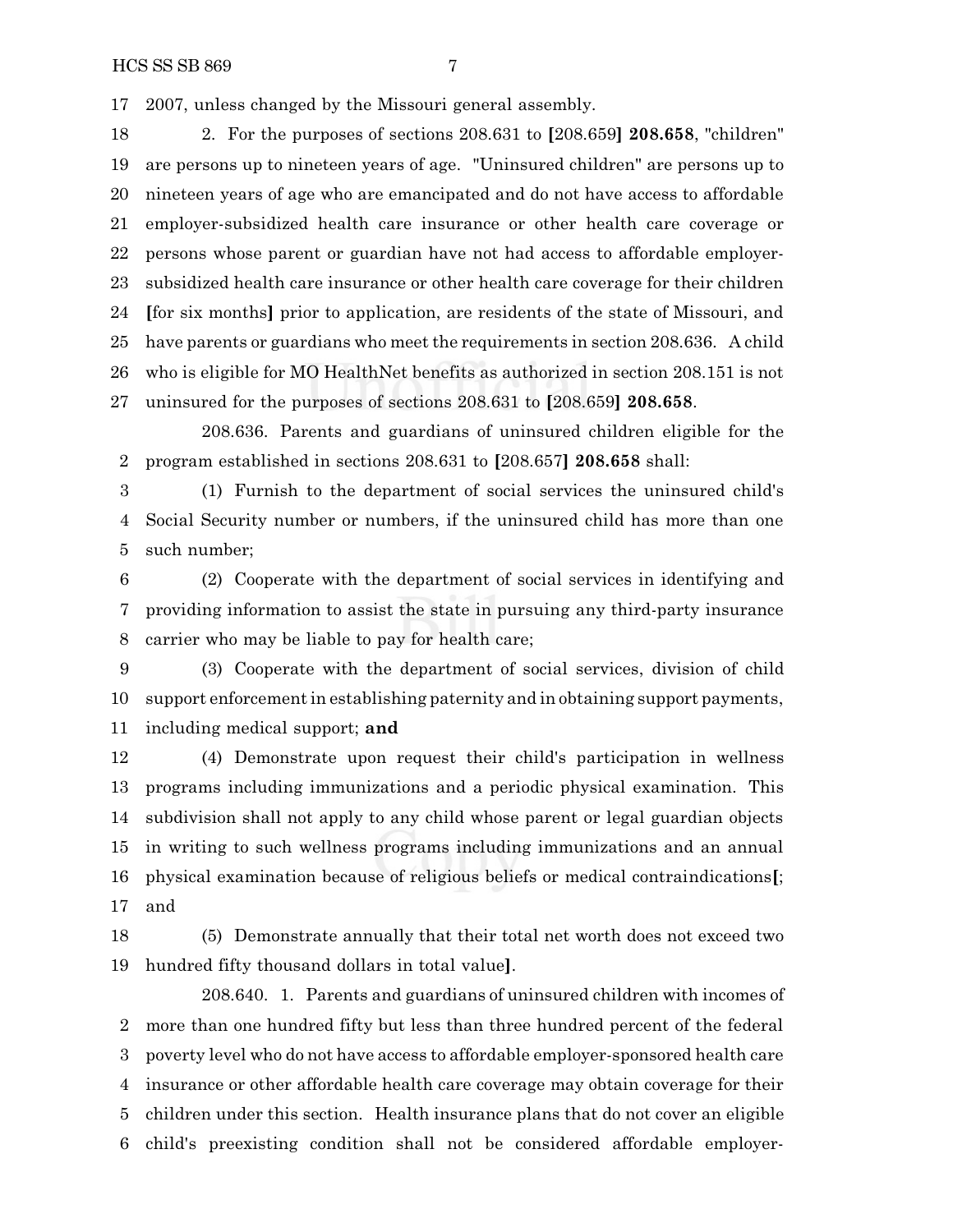17 2007, unless changed by the Missouri general assembly.

18 2. For the purposes of sections 208.631 to [208.659] **208.658**, "children" 19 are persons up to nineteen years of age. "Uninsured children" are persons up to 20 nineteen years of age who are emancipated and do not have access to affordable 21 employer-subsidized health care insurance or other health care coverage or 22 persons whose parent or guardian have not had access to affordable employer- 23 subsidized health care insurance or other health care coverage for their children 24 [for six months] prior to application, are residents of the state of Missouri, and 25 have parents or guardians who meet the requirements in section 208.636. A child 26 who is eligible for MO HealthNet benefits as authorized in section 208.151 is not 27 uninsured for the purposes of sections 208.631 to [208.659] **208.658**.

208.636. Parents and guardians of uninsured children eligible for the 2 program established in sections 208.631 to [208.657] **208.658** shall:

3 (1) Furnish to the department of social services the uninsured child's 4 Social Security number or numbers, if the uninsured child has more than one 5 such number;

6 (2) Cooperate with the department of social services in identifying and 7 providing information to assist the state in pursuing any third-party insurance 8 carrier who may be liable to pay for health care;

9 (3) Cooperate with the department of social services, division of child 10 support enforcement in establishing paternity and in obtaining support payments, 11 including medical support; **and**

12 (4) Demonstrate upon request their child's participation in wellness 13 programs including immunizations and a periodic physical examination. This 14 subdivision shall not apply to any child whose parent or legal guardian objects 15 in writing to such wellness programs including immunizations and an annual 16 physical examination because of religious beliefs or medical contraindications[; 17 and

18 (5) Demonstrate annually that their total net worth does not exceed two 19 hundred fifty thousand dollars in total value].

208.640. 1. Parents and guardians of uninsured children with incomes of 2 more than one hundred fifty but less than three hundred percent of the federal 3 poverty level who do not have access to affordable employer-sponsored health care 4 insurance or other affordable health care coverage may obtain coverage for their 5 children under this section. Health insurance plans that do not cover an eligible 6 child's preexisting condition shall not be considered affordable employer-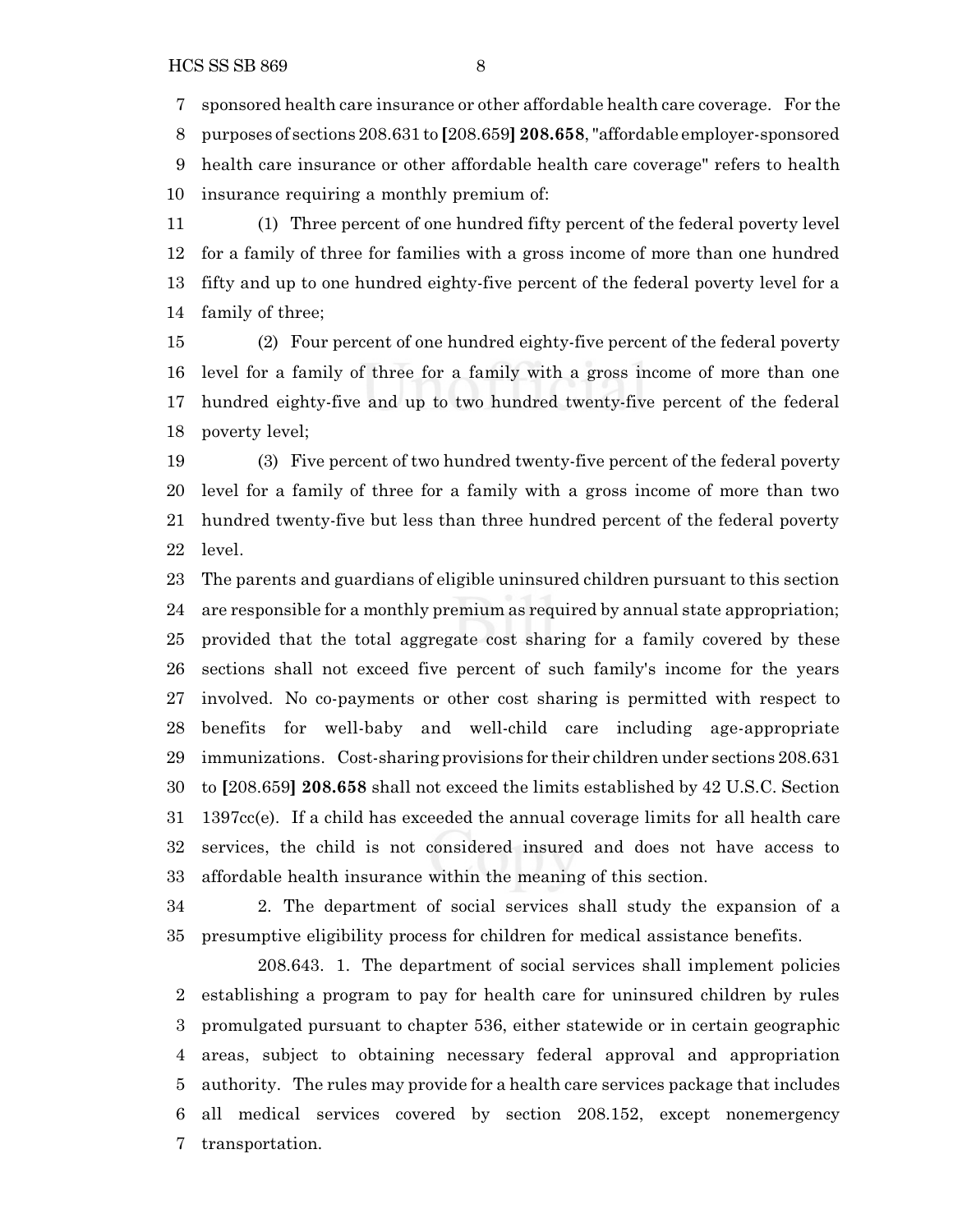sponsored health care insurance or other affordable health care coverage. For the purposes of sections 208.631 to [208.659] **208.658**, "affordable employer-sponsored health care insurance or other affordable health care coverage" refers to health insurance requiring a monthly premium of:

(1) Three percent of one hundred fifty percent of the federal poverty level for a family of three for families with a gross income of more than one hundred fifty and up to one hundred eighty-five percent of the federal poverty level for a family of three;

(2) Four percent of one hundred eighty-five percent of the federal poverty level for a family of three for a family with a gross income of more than one hundred eighty-five and up to two hundred twenty-five percent of the federal poverty level;

(3) Five percent of two hundred twenty-five percent of the federal poverty level for a family of three for a family with a gross income of more than two hundred twenty-five but less than three hundred percent of the federal poverty level.

The parents and guardians of eligible uninsured children pursuant to this section are responsible for a monthly premium as required by annual state appropriation; provided that the total aggregate cost sharing for a family covered by these sections shall not exceed five percent of such family's income for the years involved. No co-payments or other cost sharing is permitted with respect to benefits for well-baby and well-child care including age-appropriate immunizations. Cost-sharing provisions for their children under sections 208.631 to [208.659] **208.658** shall not exceed the limits established by 42 U.S.C. Section 1397cc(e). If a child has exceeded the annual coverage limits for all health care services, the child is not considered insured and does not have access to affordable health insurance within the meaning of this section.

2. The department of social services shall study the expansion of a presumptive eligibility process for children for medical assistance benefits.

208.643. 1. The department of social services shall implement policies establishing a program to pay for health care for uninsured children by rules promulgated pursuant to chapter 536, either statewide or in certain geographic areas, subject to obtaining necessary federal approval and appropriation authority. The rules may provide for a health care services package that includes all medical services covered by section 208.152, except nonemergency transportation.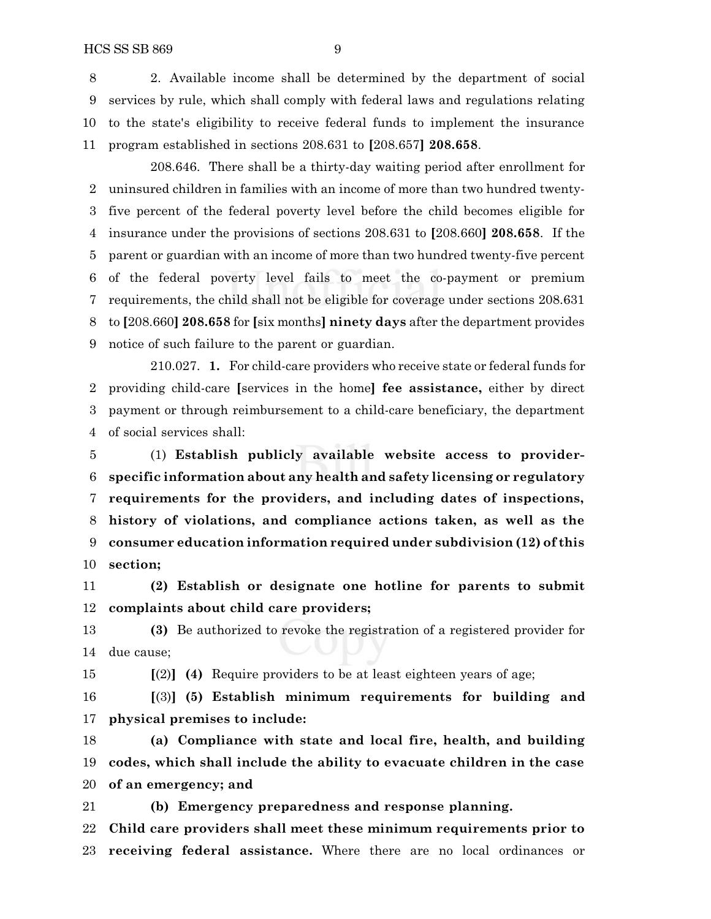8 2. Available income shall be determined by the department of social
9 services by rule, which shall comply with federal laws and regulations relating
10 to the state's eligibility to receive federal funds to implement the insurance
11 program established in sections 208.631 to [208.657] **208.658**.

208.646. There shall be a thirty-day waiting period after enrollment for
2 uninsured children in families with an income of more than two hundred twenty-
3 five percent of the federal poverty level before the child becomes eligible for
4 insurance under the provisions of sections 208.631 to [208.660] **208.658**. If the
5 parent or guardian with an income of more than two hundred twenty-five percent
6 of the federal poverty level fails to meet the co-payment or premium
7 requirements, the child shall not be eligible for coverage under sections 208.631
8 to [208.660] **208.658** for [six months] **ninety days** after the department provides
9 notice of such failure to the parent or guardian.

210.027. **1.** For child-care providers who receive state or federal funds for
2 providing child-care [services in the home] **fee assistance,** either by direct
3 payment or through reimbursement to a child-care beneficiary, the department
4 of social services shall:

5 (1) **Establish publicly available website access to provider-**
6 **specific information about any health and safety licensing or regulatory**
7 **requirements for the providers, and including dates of inspections,**
8 **history of violations, and compliance actions taken, as well as the**
9 **consumer education information required under subdivision (12) of this**
10 **section;**

11 **(2) Establish or designate one hotline for parents to submit**
12 **complaints about child care providers;**

13 **(3)** Be authorized to revoke the registration of a registered provider for
14 due cause;

15 [(2)] **(4)** Require providers to be at least eighteen years of age;

16 [(3)] **(5) Establish minimum requirements for building and**
17 **physical premises to include:**

18 **(a) Compliance with state and local fire, health, and building**
19 **codes, which shall include the ability to evacuate children in the case**
20 **of an emergency; and**

21 **(b) Emergency preparedness and response planning.**

22 **Child care providers shall meet these minimum requirements prior to**
23 **receiving federal assistance.** Where there are no local ordinances or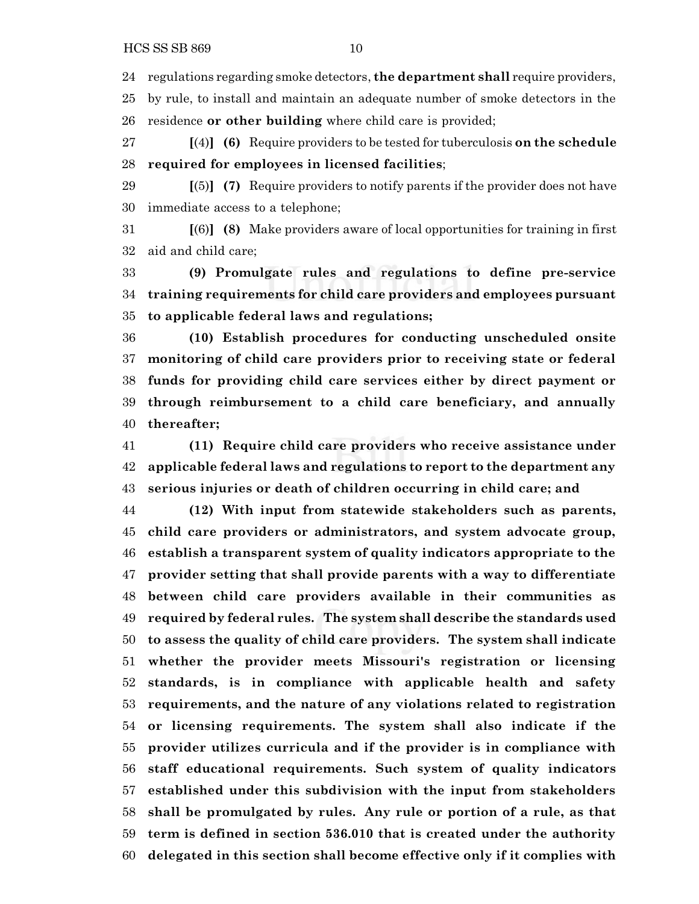regulations regarding smoke detectors, **the department shall** require providers, by rule, to install and maintain an adequate number of smoke detectors in the residence **or other building** where child care is provided;

**[**(4)**]** **(6)** Require providers to be tested for tuberculosis **on the schedule required for employees in licensed facilities**;

**[**(5)**]** **(7)** Require providers to notify parents if the provider does not have immediate access to a telephone;

**[**(6)**]** **(8)** Make providers aware of local opportunities for training in first aid and child care;

**(9) Promulgate rules and regulations to define pre-service training requirements for child care providers and employees pursuant to applicable federal laws and regulations;**

**(10) Establish procedures for conducting unscheduled onsite monitoring of child care providers prior to receiving state or federal funds for providing child care services either by direct payment or through reimbursement to a child care beneficiary, and annually thereafter;**

**(11) Require child care providers who receive assistance under applicable federal laws and regulations to report to the department any serious injuries or death of children occurring in child care; and**

**(12) With input from statewide stakeholders such as parents, child care providers or administrators, and system advocate group, establish a transparent system of quality indicators appropriate to the provider setting that shall provide parents with a way to differentiate between child care providers available in their communities as required by federal rules. The system shall describe the standards used to assess the quality of child care providers. The system shall indicate whether the provider meets Missouri's registration or licensing standards, is in compliance with applicable health and safety requirements, and the nature of any violations related to registration or licensing requirements. The system shall also indicate if the provider utilizes curricula and if the provider is in compliance with staff educational requirements. Such system of quality indicators established under this subdivision with the input from stakeholders shall be promulgated by rules. Any rule or portion of a rule, as that term is defined in section 536.010 that is created under the authority delegated in this section shall become effective only if it complies with**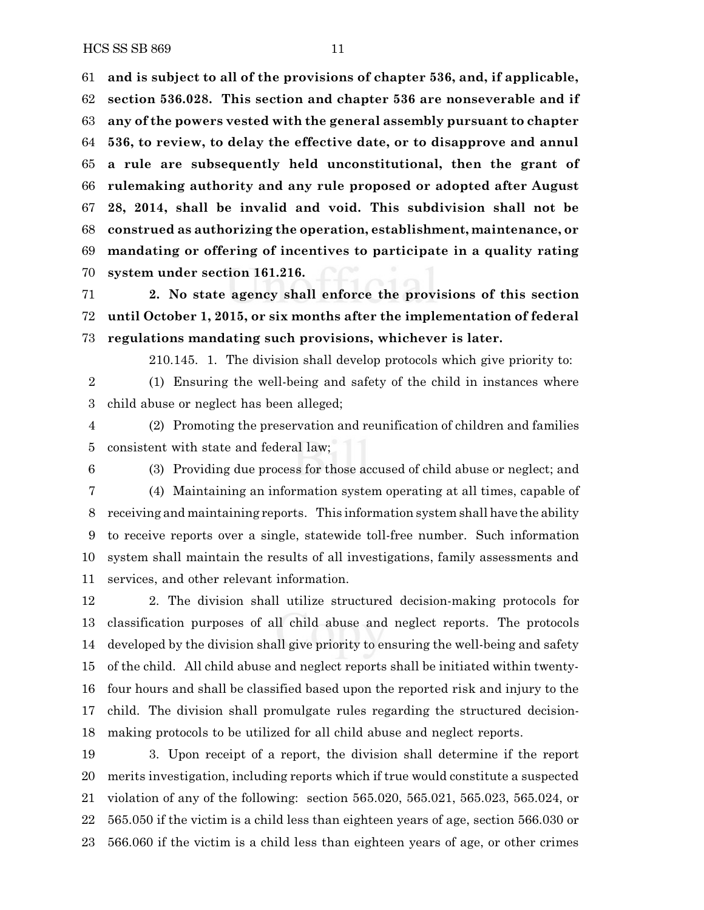**and is subject to all of the provisions of chapter 536, and, if applicable, section 536.028. This section and chapter 536 are nonseverable and if any of the powers vested with the general assembly pursuant to chapter 536, to review, to delay the effective date, or to disapprove and annul a rule are subsequently held unconstitutional, then the grant of rulemaking authority and any rule proposed or adopted after August 28, 2014, shall be invalid and void. This subdivision shall not be construed as authorizing the operation, establishment, maintenance, or mandating or offering of incentives to participate in a quality rating system under section 161.216.**

**2. No state agency shall enforce the provisions of this section until October 1, 2015, or six months after the implementation of federal regulations mandating such provisions, whichever is later.**

210.145. 1. The division shall develop protocols which give priority to:

(1) Ensuring the well-being and safety of the child in instances where child abuse or neglect has been alleged;

(2) Promoting the preservation and reunification of children and families consistent with state and federal law;

(3) Providing due process for those accused of child abuse or neglect; and

(4) Maintaining an information system operating at all times, capable of receiving and maintaining reports. This information system shall have the ability to receive reports over a single, statewide toll-free number. Such information system shall maintain the results of all investigations, family assessments and services, and other relevant information.

2. The division shall utilize structured decision-making protocols for classification purposes of all child abuse and neglect reports. The protocols developed by the division shall give priority to ensuring the well-being and safety of the child. All child abuse and neglect reports shall be initiated within twenty-four hours and shall be classified based upon the reported risk and injury to the child. The division shall promulgate rules regarding the structured decision-making protocols to be utilized for all child abuse and neglect reports.

3. Upon receipt of a report, the division shall determine if the report merits investigation, including reports which if true would constitute a suspected violation of any of the following: section 565.020, 565.021, 565.023, 565.024, or 565.050 if the victim is a child less than eighteen years of age, section 566.030 or 566.060 if the victim is a child less than eighteen years of age, or other crimes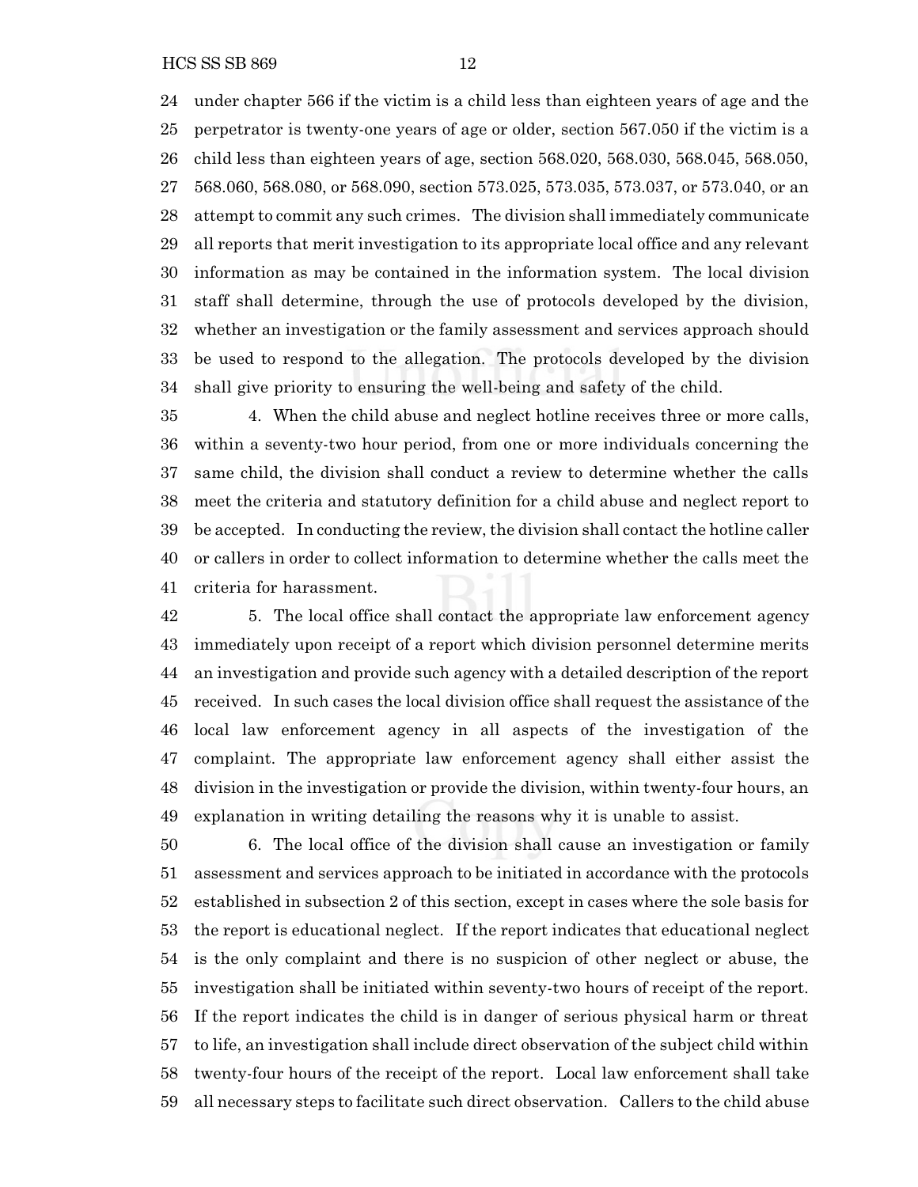under chapter 566 if the victim is a child less than eighteen years of age and the perpetrator is twenty-one years of age or older, section 567.050 if the victim is a child less than eighteen years of age, section 568.020, 568.030, 568.045, 568.050, 568.060, 568.080, or 568.090, section 573.025, 573.035, 573.037, or 573.040, or an attempt to commit any such crimes. The division shall immediately communicate all reports that merit investigation to its appropriate local office and any relevant information as may be contained in the information system. The local division staff shall determine, through the use of protocols developed by the division, whether an investigation or the family assessment and services approach should be used to respond to the allegation. The protocols developed by the division shall give priority to ensuring the well-being and safety of the child.

4. When the child abuse and neglect hotline receives three or more calls, within a seventy-two hour period, from one or more individuals concerning the same child, the division shall conduct a review to determine whether the calls meet the criteria and statutory definition for a child abuse and neglect report to be accepted. In conducting the review, the division shall contact the hotline caller or callers in order to collect information to determine whether the calls meet the criteria for harassment.

5. The local office shall contact the appropriate law enforcement agency immediately upon receipt of a report which division personnel determine merits an investigation and provide such agency with a detailed description of the report received. In such cases the local division office shall request the assistance of the local law enforcement agency in all aspects of the investigation of the complaint. The appropriate law enforcement agency shall either assist the division in the investigation or provide the division, within twenty-four hours, an explanation in writing detailing the reasons why it is unable to assist.

6. The local office of the division shall cause an investigation or family assessment and services approach to be initiated in accordance with the protocols established in subsection 2 of this section, except in cases where the sole basis for the report is educational neglect. If the report indicates that educational neglect is the only complaint and there is no suspicion of other neglect or abuse, the investigation shall be initiated within seventy-two hours of receipt of the report. If the report indicates the child is in danger of serious physical harm or threat to life, an investigation shall include direct observation of the subject child within twenty-four hours of the receipt of the report. Local law enforcement shall take all necessary steps to facilitate such direct observation. Callers to the child abuse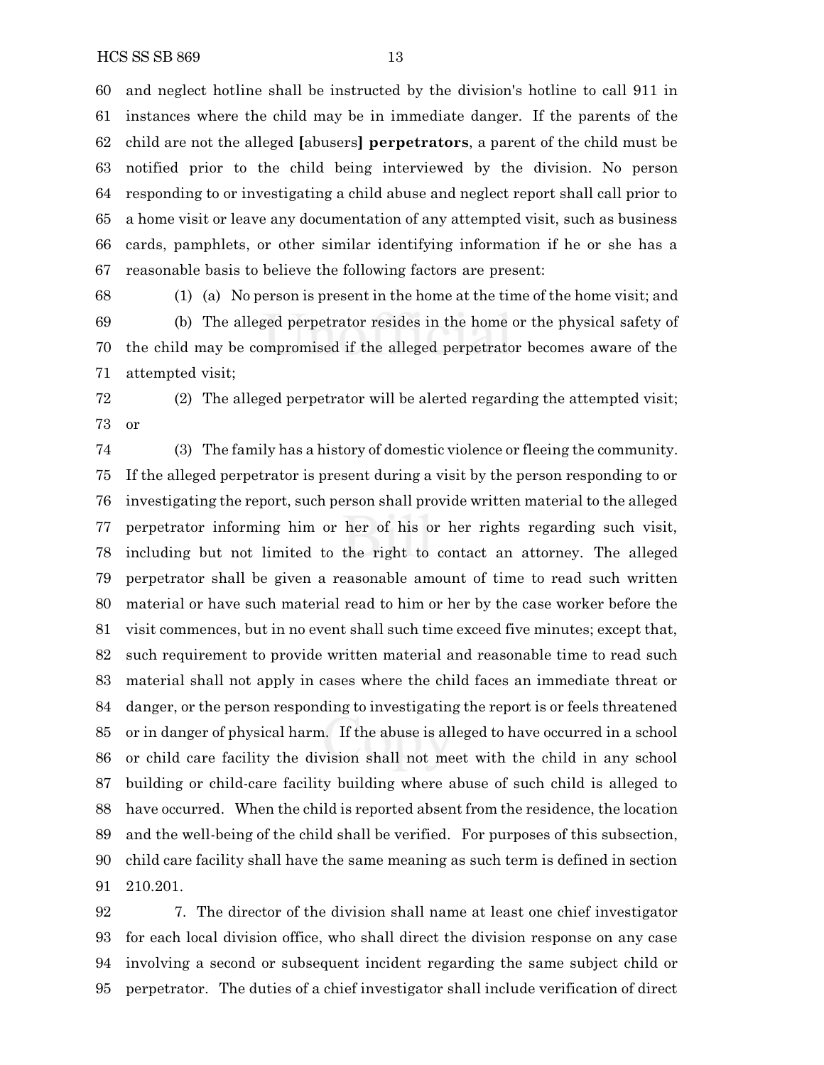and neglect hotline shall be instructed by the division's hotline to call 911 in instances where the child may be in immediate danger. If the parents of the child are not the alleged [abusers] **perpetrators**, a parent of the child must be notified prior to the child being interviewed by the division. No person responding to or investigating a child abuse and neglect report shall call prior to a home visit or leave any documentation of any attempted visit, such as business cards, pamphlets, or other similar identifying information if he or she has a reasonable basis to believe the following factors are present:

(1) (a) No person is present in the home at the time of the home visit; and

(b) The alleged perpetrator resides in the home or the physical safety of the child may be compromised if the alleged perpetrator becomes aware of the attempted visit;

(2) The alleged perpetrator will be alerted regarding the attempted visit; or

(3) The family has a history of domestic violence or fleeing the community. If the alleged perpetrator is present during a visit by the person responding to or investigating the report, such person shall provide written material to the alleged perpetrator informing him or her of his or her rights regarding such visit, including but not limited to the right to contact an attorney. The alleged perpetrator shall be given a reasonable amount of time to read such written material or have such material read to him or her by the case worker before the visit commences, but in no event shall such time exceed five minutes; except that, such requirement to provide written material and reasonable time to read such material shall not apply in cases where the child faces an immediate threat or danger, or the person responding to investigating the report is or feels threatened or in danger of physical harm. If the abuse is alleged to have occurred in a school or child care facility the division shall not meet with the child in any school building or child-care facility building where abuse of such child is alleged to have occurred. When the child is reported absent from the residence, the location and the well-being of the child shall be verified. For purposes of this subsection, child care facility shall have the same meaning as such term is defined in section 210.201.

7. The director of the division shall name at least one chief investigator for each local division office, who shall direct the division response on any case involving a second or subsequent incident regarding the same subject child or perpetrator. The duties of a chief investigator shall include verification of direct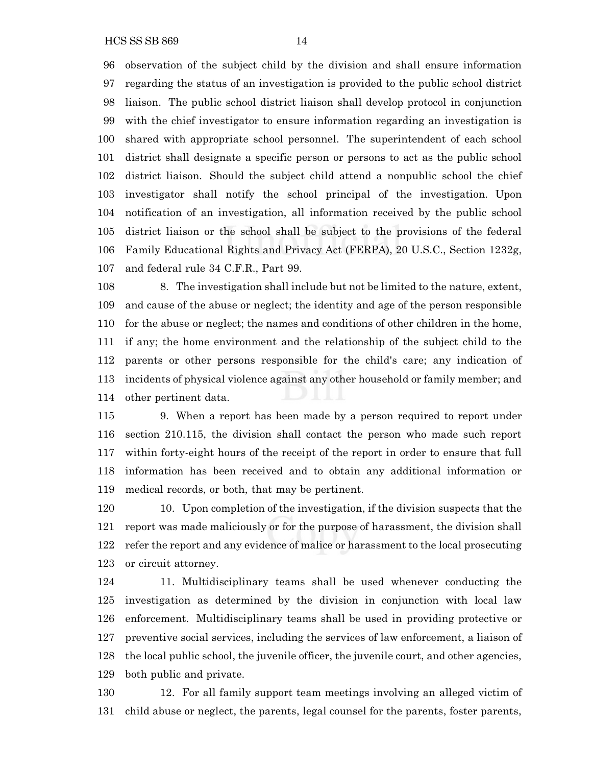observation of the subject child by the division and shall ensure information regarding the status of an investigation is provided to the public school district liaison. The public school district liaison shall develop protocol in conjunction with the chief investigator to ensure information regarding an investigation is shared with appropriate school personnel. The superintendent of each school district shall designate a specific person or persons to act as the public school district liaison. Should the subject child attend a nonpublic school the chief investigator shall notify the school principal of the investigation. Upon notification of an investigation, all information received by the public school district liaison or the school shall be subject to the provisions of the federal Family Educational Rights and Privacy Act (FERPA), 20 U.S.C., Section 1232g, and federal rule 34 C.F.R., Part 99.

8. The investigation shall include but not be limited to the nature, extent, and cause of the abuse or neglect; the identity and age of the person responsible for the abuse or neglect; the names and conditions of other children in the home, if any; the home environment and the relationship of the subject child to the parents or other persons responsible for the child's care; any indication of incidents of physical violence against any other household or family member; and other pertinent data.

9. When a report has been made by a person required to report under section 210.115, the division shall contact the person who made such report within forty-eight hours of the receipt of the report in order to ensure that full information has been received and to obtain any additional information or medical records, or both, that may be pertinent.

10. Upon completion of the investigation, if the division suspects that the report was made maliciously or for the purpose of harassment, the division shall refer the report and any evidence of malice or harassment to the local prosecuting or circuit attorney.

11. Multidisciplinary teams shall be used whenever conducting the investigation as determined by the division in conjunction with local law enforcement. Multidisciplinary teams shall be used in providing protective or preventive social services, including the services of law enforcement, a liaison of the local public school, the juvenile officer, the juvenile court, and other agencies, both public and private.

12. For all family support team meetings involving an alleged victim of child abuse or neglect, the parents, legal counsel for the parents, foster parents,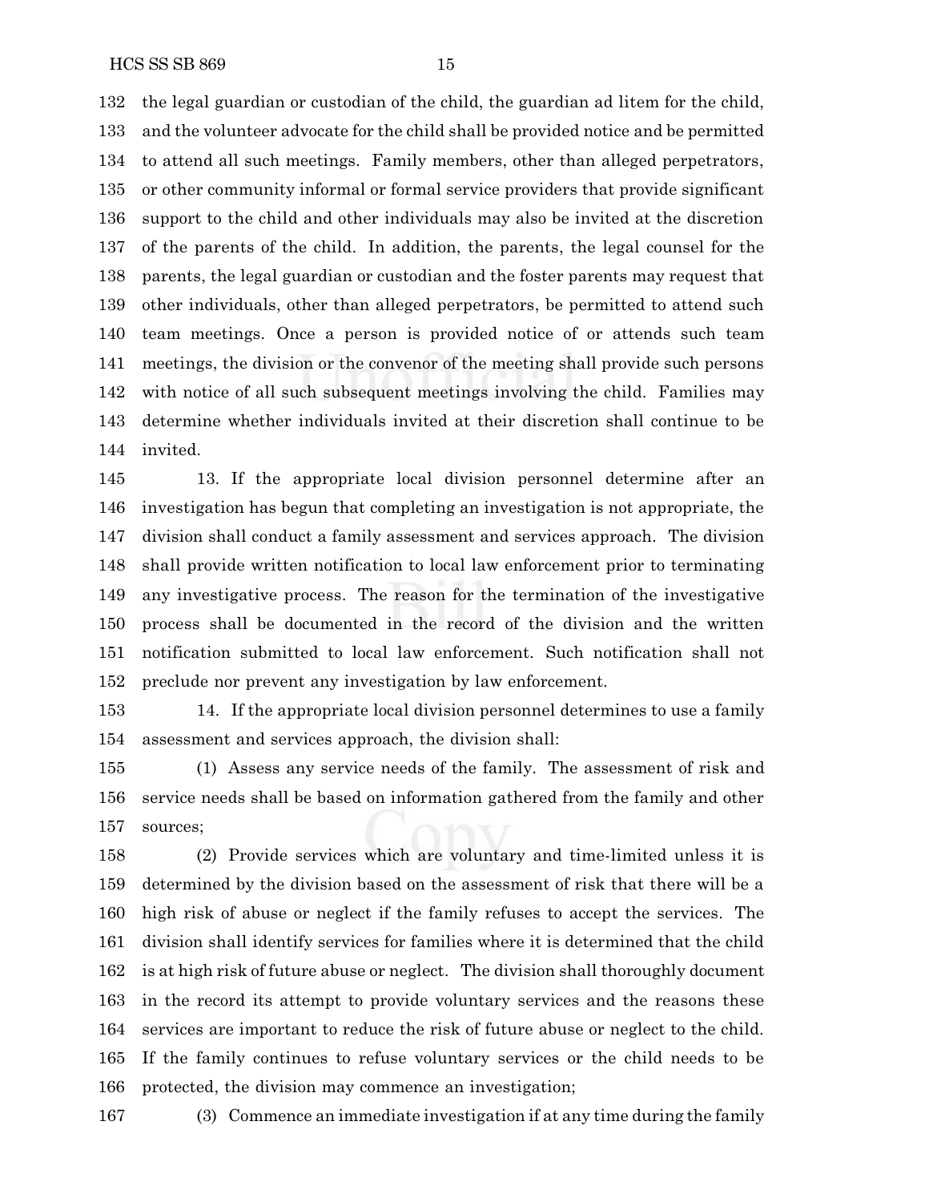the legal guardian or custodian of the child, the guardian ad litem for the child, and the volunteer advocate for the child shall be provided notice and be permitted to attend all such meetings. Family members, other than alleged perpetrators, or other community informal or formal service providers that provide significant support to the child and other individuals may also be invited at the discretion of the parents of the child. In addition, the parents, the legal counsel for the parents, the legal guardian or custodian and the foster parents may request that other individuals, other than alleged perpetrators, be permitted to attend such team meetings. Once a person is provided notice of or attends such team meetings, the division or the convenor of the meeting shall provide such persons with notice of all such subsequent meetings involving the child. Families may determine whether individuals invited at their discretion shall continue to be invited.

13. If the appropriate local division personnel determine after an investigation has begun that completing an investigation is not appropriate, the division shall conduct a family assessment and services approach. The division shall provide written notification to local law enforcement prior to terminating any investigative process. The reason for the termination of the investigative process shall be documented in the record of the division and the written notification submitted to local law enforcement. Such notification shall not preclude nor prevent any investigation by law enforcement.

14. If the appropriate local division personnel determines to use a family assessment and services approach, the division shall:

(1) Assess any service needs of the family. The assessment of risk and service needs shall be based on information gathered from the family and other sources;

(2) Provide services which are voluntary and time-limited unless it is determined by the division based on the assessment of risk that there will be a high risk of abuse or neglect if the family refuses to accept the services. The division shall identify services for families where it is determined that the child is at high risk of future abuse or neglect. The division shall thoroughly document in the record its attempt to provide voluntary services and the reasons these services are important to reduce the risk of future abuse or neglect to the child. If the family continues to refuse voluntary services or the child needs to be protected, the division may commence an investigation;

(3) Commence an immediate investigation if at any time during the family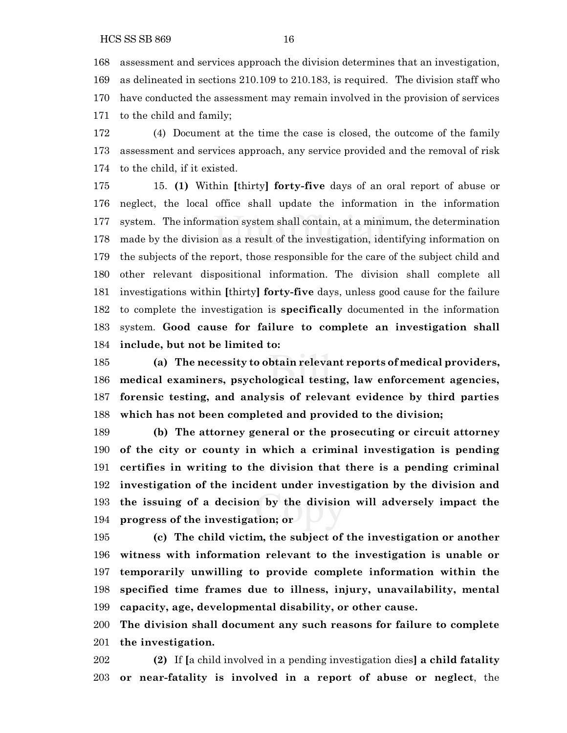168 assessment and services approach the division determines that an investigation,
169 as delineated in sections 210.109 to 210.183, is required. The division staff who
170 have conducted the assessment may remain involved in the provision of services
171 to the child and family;

172 (4) Document at the time the case is closed, the outcome of the family
173 assessment and services approach, any service provided and the removal of risk
174 to the child, if it existed.

175 15. **(1)** Within [thirty] **forty-five** days of an oral report of abuse or
176 neglect, the local office shall update the information in the information
177 system. The information system shall contain, at a minimum, the determination
178 made by the division as a result of the investigation, identifying information on
179 the subjects of the report, those responsible for the care of the subject child and
180 other relevant dispositional information. The division shall complete all
181 investigations within [thirty] **forty-five** days, unless good cause for the failure
182 to complete the investigation is **specifically** documented in the information
183 system. **Good cause for failure to complete an investigation shall**
184 **include, but not be limited to:**

185 **(a) The necessity to obtain relevant reports of medical providers,**
186 **medical examiners, psychological testing, law enforcement agencies,**
187 **forensic testing, and analysis of relevant evidence by third parties**
188 **which has not been completed and provided to the division;**

189 **(b) The attorney general or the prosecuting or circuit attorney**
190 **of the city or county in which a criminal investigation is pending**
191 **certifies in writing to the division that there is a pending criminal**
192 **investigation of the incident under investigation by the division and**
193 **the issuing of a decision by the division will adversely impact the**
194 **progress of the investigation; or**

195 **(c) The child victim, the subject of the investigation or another**
196 **witness with information relevant to the investigation is unable or**
197 **temporarily unwilling to provide complete information within the**
198 **specified time frames due to illness, injury, unavailability, mental**
199 **capacity, age, developmental disability, or other cause.**

200 **The division shall document any such reasons for failure to complete**
201 **the investigation.**

202 **(2)** If [a child involved in a pending investigation dies] **a child fatality**
203 **or near-fatality is involved in a report of abuse or neglect**, the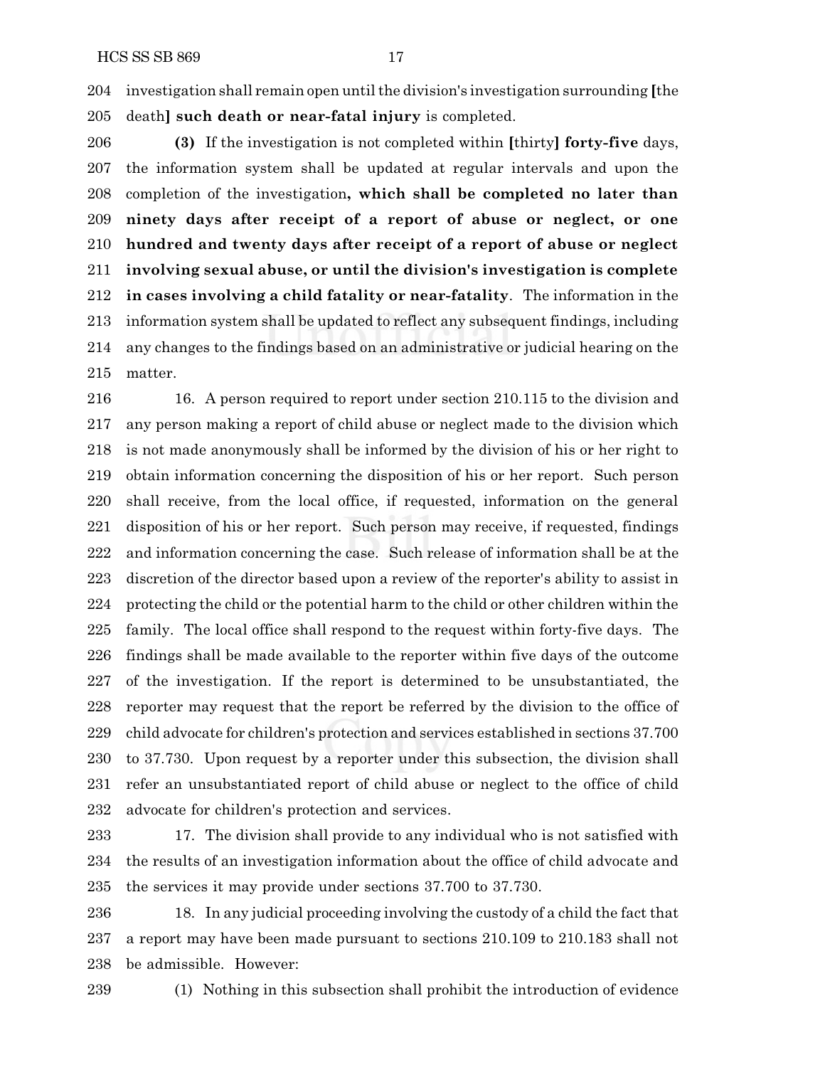investigation shall remain open until the division's investigation surrounding [the death] **such death or near-fatal injury** is completed.

**(3)** If the investigation is not completed within [thirty] **forty-five** days, the information system shall be updated at regular intervals and upon the completion of the investigation**, which shall be completed no later than ninety days after receipt of a report of abuse or neglect, or one hundred and twenty days after receipt of a report of abuse or neglect involving sexual abuse, or until the division's investigation is complete in cases involving a child fatality or near-fatality**. The information in the information system shall be updated to reflect any subsequent findings, including any changes to the findings based on an administrative or judicial hearing on the matter.

16. A person required to report under section 210.115 to the division and any person making a report of child abuse or neglect made to the division which is not made anonymously shall be informed by the division of his or her right to obtain information concerning the disposition of his or her report. Such person shall receive, from the local office, if requested, information on the general disposition of his or her report. Such person may receive, if requested, findings and information concerning the case. Such release of information shall be at the discretion of the director based upon a review of the reporter's ability to assist in protecting the child or the potential harm to the child or other children within the family. The local office shall respond to the request within forty-five days. The findings shall be made available to the reporter within five days of the outcome of the investigation. If the report is determined to be unsubstantiated, the reporter may request that the report be referred by the division to the office of child advocate for children's protection and services established in sections 37.700 to 37.730. Upon request by a reporter under this subsection, the division shall refer an unsubstantiated report of child abuse or neglect to the office of child advocate for children's protection and services.

17. The division shall provide to any individual who is not satisfied with the results of an investigation information about the office of child advocate and the services it may provide under sections 37.700 to 37.730.

18. In any judicial proceeding involving the custody of a child the fact that a report may have been made pursuant to sections 210.109 to 210.183 shall not be admissible. However:

(1) Nothing in this subsection shall prohibit the introduction of evidence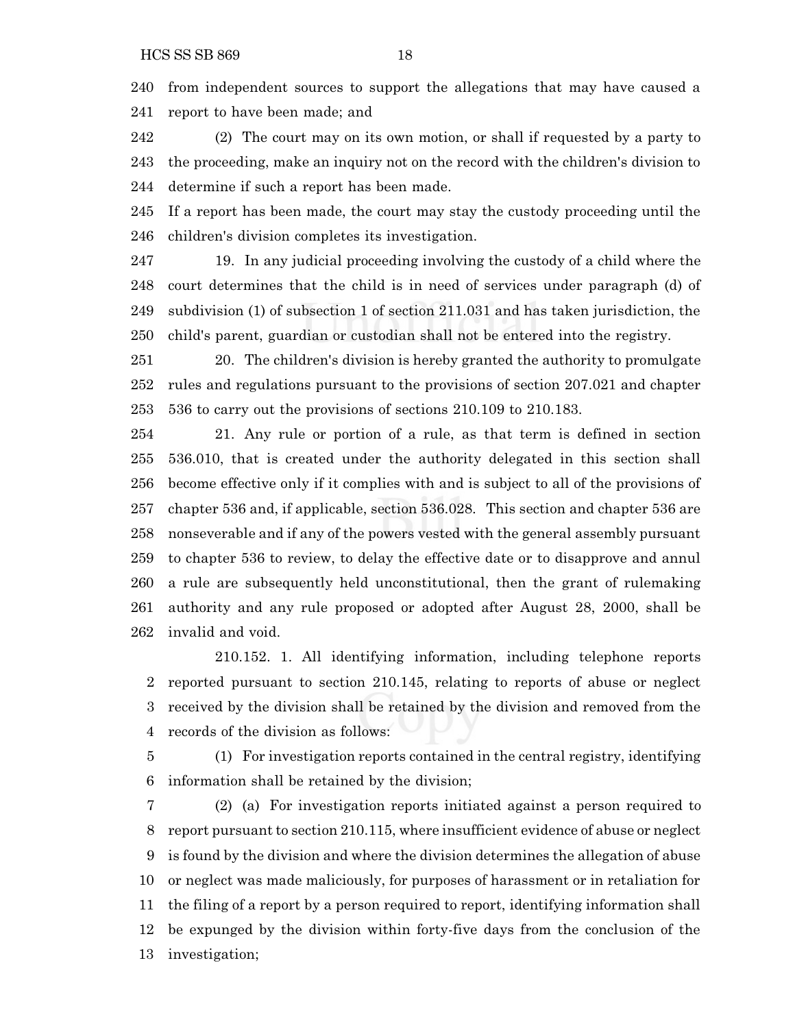from independent sources to support the allegations that may have caused a report to have been made; and

(2) The court may on its own motion, or shall if requested by a party to the proceeding, make an inquiry not on the record with the children's division to determine if such a report has been made.

If a report has been made, the court may stay the custody proceeding until the children's division completes its investigation.

19. In any judicial proceeding involving the custody of a child where the court determines that the child is in need of services under paragraph (d) of subdivision (1) of subsection 1 of section 211.031 and has taken jurisdiction, the child's parent, guardian or custodian shall not be entered into the registry.

20. The children's division is hereby granted the authority to promulgate rules and regulations pursuant to the provisions of section 207.021 and chapter 536 to carry out the provisions of sections 210.109 to 210.183.

21. Any rule or portion of a rule, as that term is defined in section 536.010, that is created under the authority delegated in this section shall become effective only if it complies with and is subject to all of the provisions of chapter 536 and, if applicable, section 536.028. This section and chapter 536 are nonseverable and if any of the powers vested with the general assembly pursuant to chapter 536 to review, to delay the effective date or to disapprove and annul a rule are subsequently held unconstitutional, then the grant of rulemaking authority and any rule proposed or adopted after August 28, 2000, shall be invalid and void.

210.152. 1. All identifying information, including telephone reports reported pursuant to section 210.145, relating to reports of abuse or neglect received by the division shall be retained by the division and removed from the records of the division as follows:

(1) For investigation reports contained in the central registry, identifying information shall be retained by the division;

(2) (a) For investigation reports initiated against a person required to report pursuant to section 210.115, where insufficient evidence of abuse or neglect is found by the division and where the division determines the allegation of abuse or neglect was made maliciously, for purposes of harassment or in retaliation for the filing of a report by a person required to report, identifying information shall be expunged by the division within forty-five days from the conclusion of the investigation;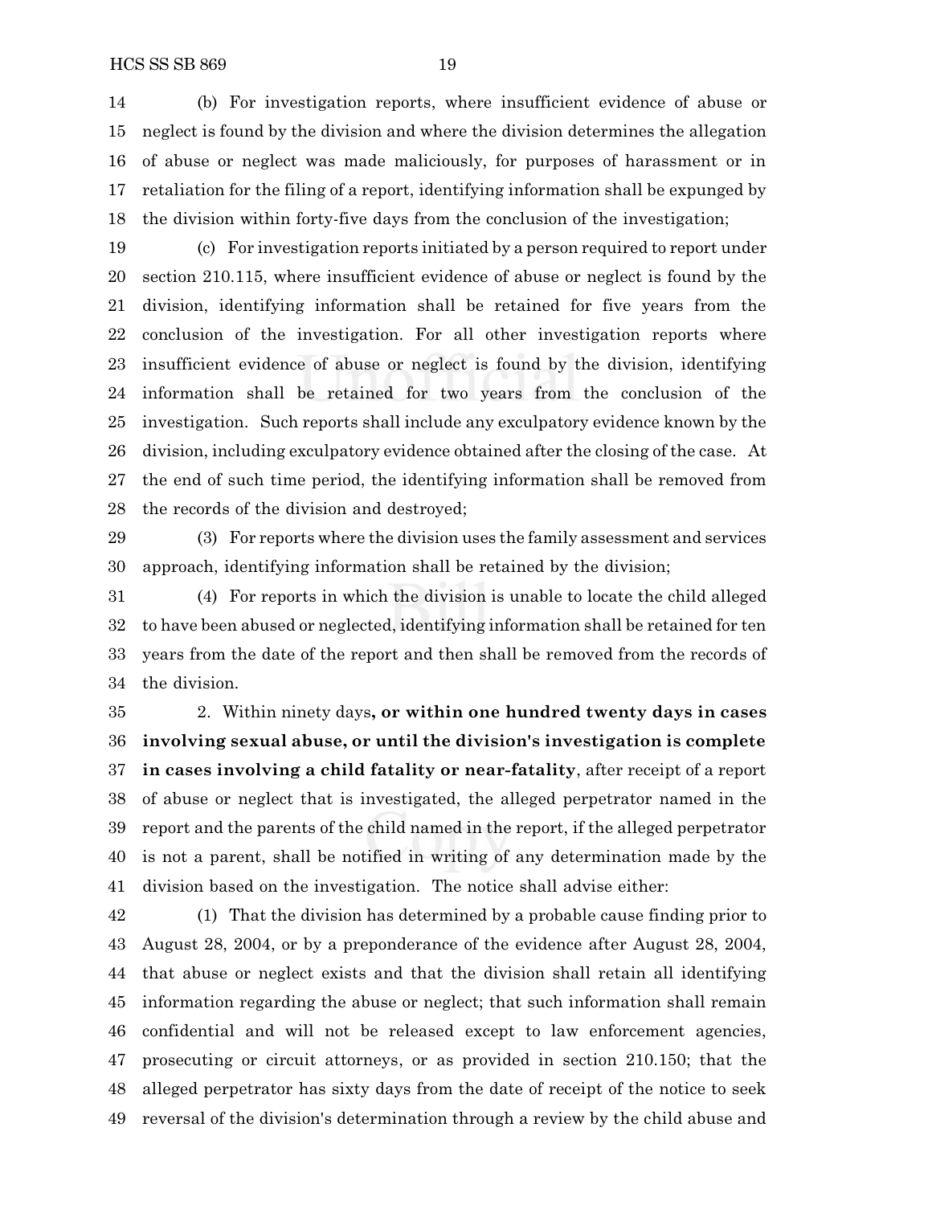(b) For investigation reports, where insufficient evidence of abuse or neglect is found by the division and where the division determines the allegation of abuse or neglect was made maliciously, for purposes of harassment or in retaliation for the filing of a report, identifying information shall be expunged by the division within forty-five days from the conclusion of the investigation;

(c) For investigation reports initiated by a person required to report under section 210.115, where insufficient evidence of abuse or neglect is found by the division, identifying information shall be retained for five years from the conclusion of the investigation. For all other investigation reports where insufficient evidence of abuse or neglect is found by the division, identifying information shall be retained for two years from the conclusion of the investigation. Such reports shall include any exculpatory evidence known by the division, including exculpatory evidence obtained after the closing of the case. At the end of such time period, the identifying information shall be removed from the records of the division and destroyed;

(3) For reports where the division uses the family assessment and services approach, identifying information shall be retained by the division;

(4) For reports in which the division is unable to locate the child alleged to have been abused or neglected, identifying information shall be retained for ten years from the date of the report and then shall be removed from the records of the division.

2. Within ninety days**, or within one hundred twenty days in cases involving sexual abuse, or until the division's investigation is complete in cases involving a child fatality or near-fatality**, after receipt of a report of abuse or neglect that is investigated, the alleged perpetrator named in the report and the parents of the child named in the report, if the alleged perpetrator is not a parent, shall be notified in writing of any determination made by the division based on the investigation. The notice shall advise either:

(1) That the division has determined by a probable cause finding prior to August 28, 2004, or by a preponderance of the evidence after August 28, 2004, that abuse or neglect exists and that the division shall retain all identifying information regarding the abuse or neglect; that such information shall remain confidential and will not be released except to law enforcement agencies, prosecuting or circuit attorneys, or as provided in section 210.150; that the alleged perpetrator has sixty days from the date of receipt of the notice to seek reversal of the division's determination through a review by the child abuse and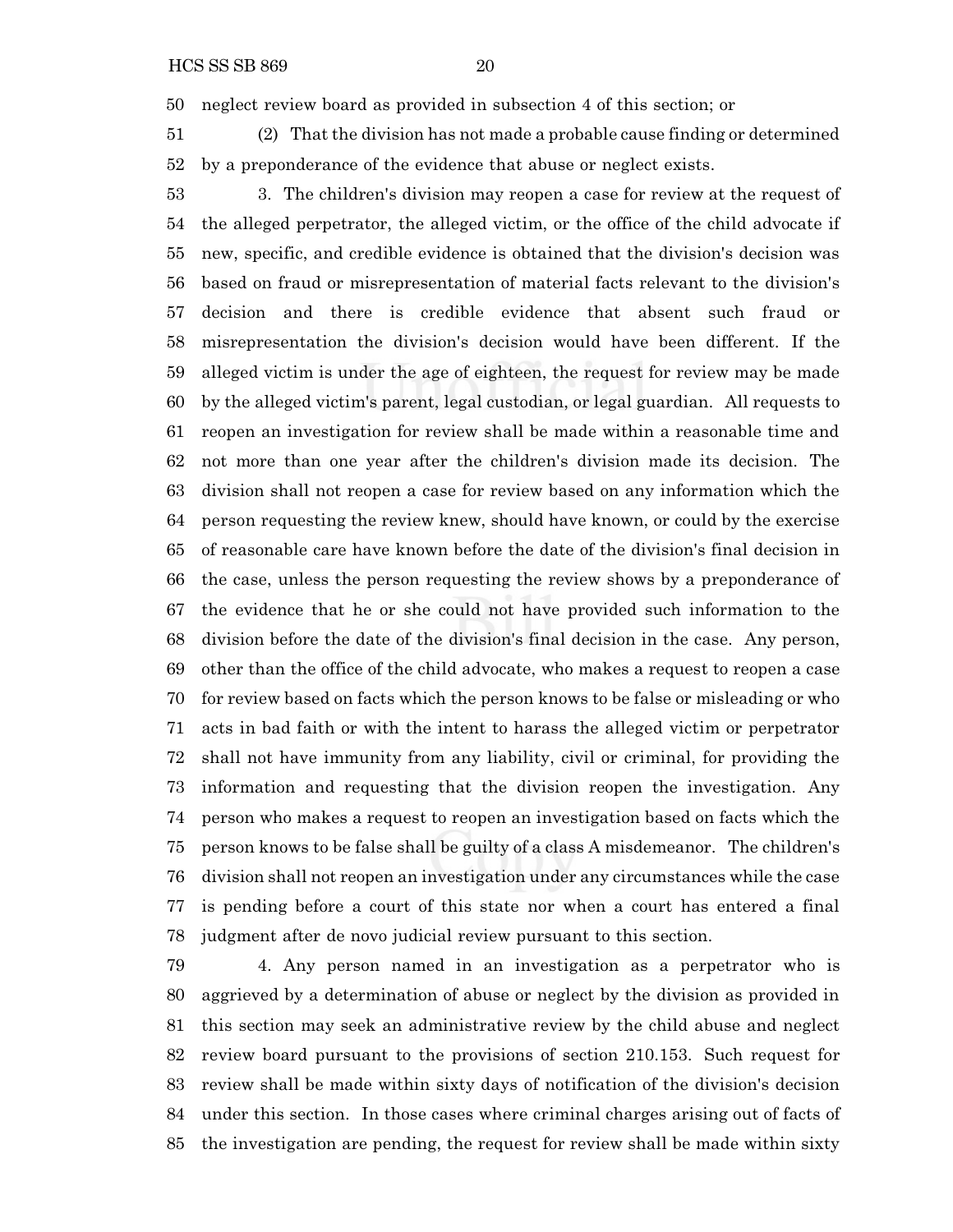neglect review board as provided in subsection 4 of this section; or

(2) That the division has not made a probable cause finding or determined by a preponderance of the evidence that abuse or neglect exists.

3. The children's division may reopen a case for review at the request of the alleged perpetrator, the alleged victim, or the office of the child advocate if new, specific, and credible evidence is obtained that the division's decision was based on fraud or misrepresentation of material facts relevant to the division's decision and there is credible evidence that absent such fraud or misrepresentation the division's decision would have been different. If the alleged victim is under the age of eighteen, the request for review may be made by the alleged victim's parent, legal custodian, or legal guardian. All requests to reopen an investigation for review shall be made within a reasonable time and not more than one year after the children's division made its decision. The division shall not reopen a case for review based on any information which the person requesting the review knew, should have known, or could by the exercise of reasonable care have known before the date of the division's final decision in the case, unless the person requesting the review shows by a preponderance of the evidence that he or she could not have provided such information to the division before the date of the division's final decision in the case. Any person, other than the office of the child advocate, who makes a request to reopen a case for review based on facts which the person knows to be false or misleading or who acts in bad faith or with the intent to harass the alleged victim or perpetrator shall not have immunity from any liability, civil or criminal, for providing the information and requesting that the division reopen the investigation. Any person who makes a request to reopen an investigation based on facts which the person knows to be false shall be guilty of a class A misdemeanor. The children's division shall not reopen an investigation under any circumstances while the case is pending before a court of this state nor when a court has entered a final judgment after de novo judicial review pursuant to this section.

4. Any person named in an investigation as a perpetrator who is aggrieved by a determination of abuse or neglect by the division as provided in this section may seek an administrative review by the child abuse and neglect review board pursuant to the provisions of section 210.153. Such request for review shall be made within sixty days of notification of the division's decision under this section. In those cases where criminal charges arising out of facts of the investigation are pending, the request for review shall be made within sixty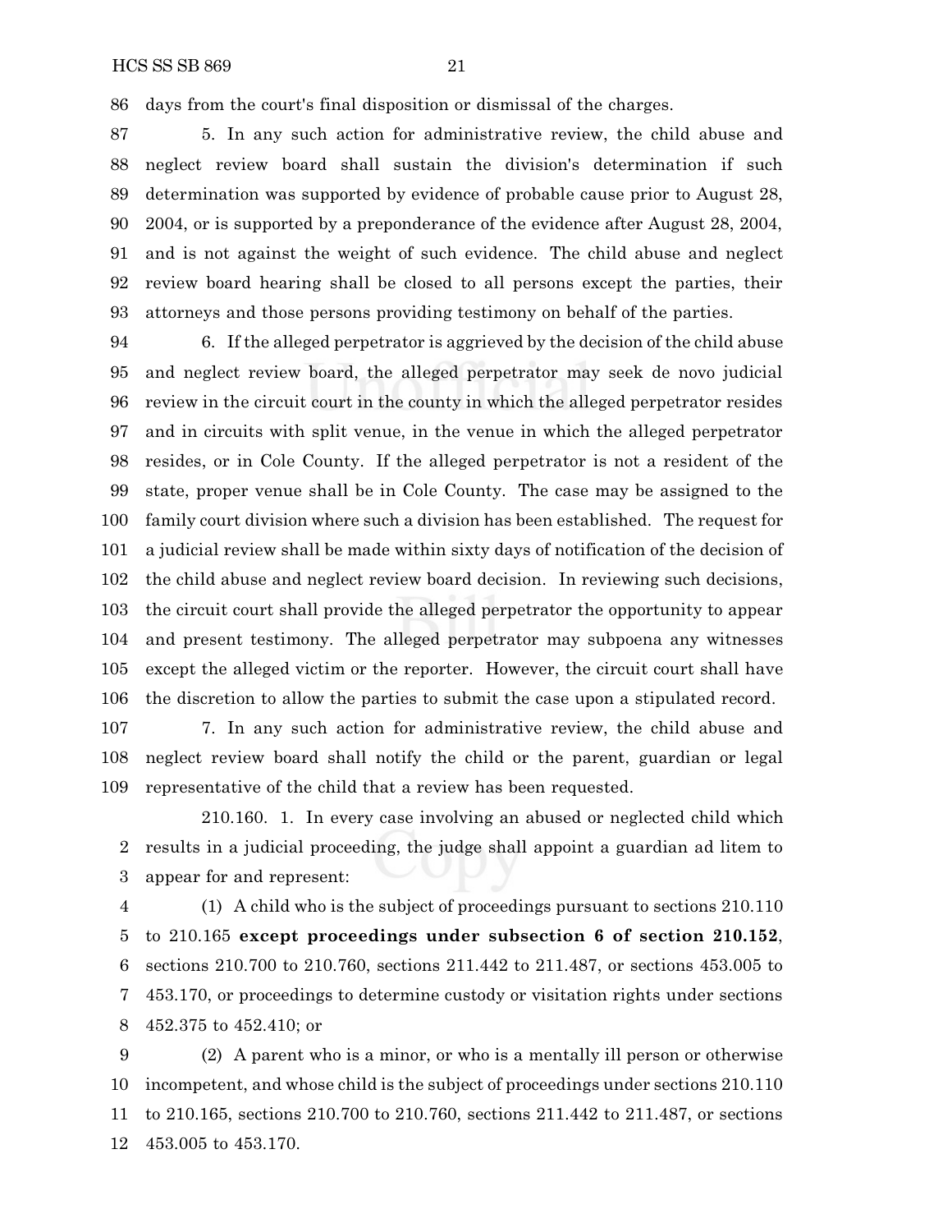days from the court's final disposition or dismissal of the charges.

5. In any such action for administrative review, the child abuse and neglect review board shall sustain the division's determination if such determination was supported by evidence of probable cause prior to August 28, 2004, or is supported by a preponderance of the evidence after August 28, 2004, and is not against the weight of such evidence. The child abuse and neglect review board hearing shall be closed to all persons except the parties, their attorneys and those persons providing testimony on behalf of the parties.

6. If the alleged perpetrator is aggrieved by the decision of the child abuse and neglect review board, the alleged perpetrator may seek de novo judicial review in the circuit court in the county in which the alleged perpetrator resides and in circuits with split venue, in the venue in which the alleged perpetrator resides, or in Cole County. If the alleged perpetrator is not a resident of the state, proper venue shall be in Cole County. The case may be assigned to the family court division where such a division has been established. The request for a judicial review shall be made within sixty days of notification of the decision of the child abuse and neglect review board decision. In reviewing such decisions, the circuit court shall provide the alleged perpetrator the opportunity to appear and present testimony. The alleged perpetrator may subpoena any witnesses except the alleged victim or the reporter. However, the circuit court shall have the discretion to allow the parties to submit the case upon a stipulated record.

7. In any such action for administrative review, the child abuse and neglect review board shall notify the child or the parent, guardian or legal representative of the child that a review has been requested.

210.160. 1. In every case involving an abused or neglected child which results in a judicial proceeding, the judge shall appoint a guardian ad litem to appear for and represent:

(1) A child who is the subject of proceedings pursuant to sections 210.110 to 210.165 **except proceedings under subsection 6 of section 210.152**, sections 210.700 to 210.760, sections 211.442 to 211.487, or sections 453.005 to 453.170, or proceedings to determine custody or visitation rights under sections 452.375 to 452.410; or

(2) A parent who is a minor, or who is a mentally ill person or otherwise incompetent, and whose child is the subject of proceedings under sections 210.110 to 210.165, sections 210.700 to 210.760, sections 211.442 to 211.487, or sections 453.005 to 453.170.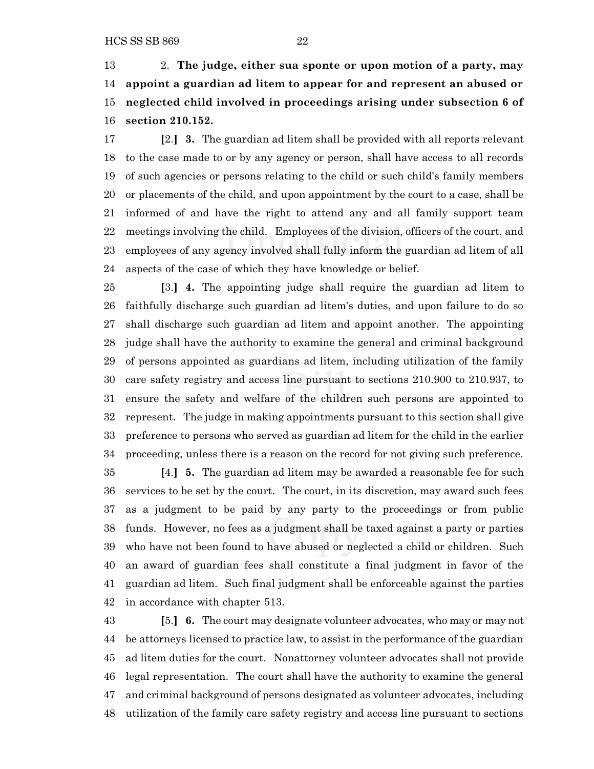2. **The judge, either sua sponte or upon motion of a party, may appoint a guardian ad litem to appear for and represent an abused or neglected child involved in proceedings arising under subsection 6 of section 210.152.**

[2.] **3.** The guardian ad litem shall be provided with all reports relevant to the case made to or by any agency or person, shall have access to all records of such agencies or persons relating to the child or such child's family members or placements of the child, and upon appointment by the court to a case, shall be informed of and have the right to attend any and all family support team meetings involving the child. Employees of the division, officers of the court, and employees of any agency involved shall fully inform the guardian ad litem of all aspects of the case of which they have knowledge or belief.

[3.] **4.** The appointing judge shall require the guardian ad litem to faithfully discharge such guardian ad litem's duties, and upon failure to do so shall discharge such guardian ad litem and appoint another. The appointing judge shall have the authority to examine the general and criminal background of persons appointed as guardians ad litem, including utilization of the family care safety registry and access line pursuant to sections 210.900 to 210.937, to ensure the safety and welfare of the children such persons are appointed to represent. The judge in making appointments pursuant to this section shall give preference to persons who served as guardian ad litem for the child in the earlier proceeding, unless there is a reason on the record for not giving such preference.

[4.] **5.** The guardian ad litem may be awarded a reasonable fee for such services to be set by the court. The court, in its discretion, may award such fees as a judgment to be paid by any party to the proceedings or from public funds. However, no fees as a judgment shall be taxed against a party or parties who have not been found to have abused or neglected a child or children. Such an award of guardian fees shall constitute a final judgment in favor of the guardian ad litem. Such final judgment shall be enforceable against the parties in accordance with chapter 513.

[5.] **6.** The court may designate volunteer advocates, who may or may not be attorneys licensed to practice law, to assist in the performance of the guardian ad litem duties for the court. Nonattorney volunteer advocates shall not provide legal representation. The court shall have the authority to examine the general and criminal background of persons designated as volunteer advocates, including utilization of the family care safety registry and access line pursuant to sections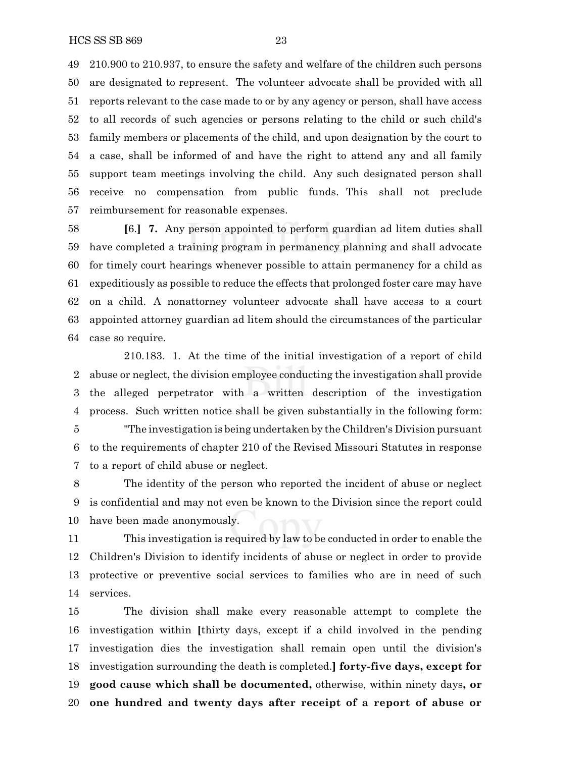210.900 to 210.937, to ensure the safety and welfare of the children such persons are designated to represent. The volunteer advocate shall be provided with all reports relevant to the case made to or by any agency or person, shall have access to all records of such agencies or persons relating to the child or such child's family members or placements of the child, and upon designation by the court to a case, shall be informed of and have the right to attend any and all family support team meetings involving the child. Any such designated person shall receive no compensation from public funds. This shall not preclude reimbursement for reasonable expenses.

[6.] **7.** Any person appointed to perform guardian ad litem duties shall have completed a training program in permanency planning and shall advocate for timely court hearings whenever possible to attain permanency for a child as expeditiously as possible to reduce the effects that prolonged foster care may have on a child. A nonattorney volunteer advocate shall have access to a court appointed attorney guardian ad litem should the circumstances of the particular case so require.

210.183. 1. At the time of the initial investigation of a report of child abuse or neglect, the division employee conducting the investigation shall provide the alleged perpetrator with a written description of the investigation process. Such written notice shall be given substantially in the following form:

"The investigation is being undertaken by the Children's Division pursuant to the requirements of chapter 210 of the Revised Missouri Statutes in response to a report of child abuse or neglect.

The identity of the person who reported the incident of abuse or neglect is confidential and may not even be known to the Division since the report could have been made anonymously.

This investigation is required by law to be conducted in order to enable the Children's Division to identify incidents of abuse or neglect in order to provide protective or preventive social services to families who are in need of such services.

The division shall make every reasonable attempt to complete the investigation within [thirty days, except if a child involved in the pending investigation dies the investigation shall remain open until the division's investigation surrounding the death is completed.] **forty-five days, except for good cause which shall be documented,** otherwise, within ninety days**, or one hundred and twenty days after receipt of a report of abuse or**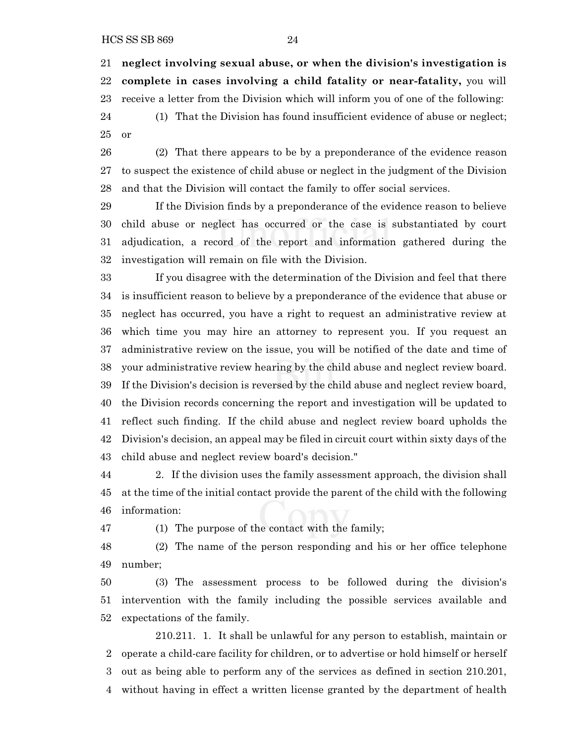**neglect involving sexual abuse, or when the division's investigation is complete in cases involving a child fatality or near-fatality,** you will receive a letter from the Division which will inform you of one of the following:

(1) That the Division has found insufficient evidence of abuse or neglect; or

(2) That there appears to be by a preponderance of the evidence reason to suspect the existence of child abuse or neglect in the judgment of the Division and that the Division will contact the family to offer social services.

If the Division finds by a preponderance of the evidence reason to believe child abuse or neglect has occurred or the case is substantiated by court adjudication, a record of the report and information gathered during the investigation will remain on file with the Division.

If you disagree with the determination of the Division and feel that there is insufficient reason to believe by a preponderance of the evidence that abuse or neglect has occurred, you have a right to request an administrative review at which time you may hire an attorney to represent you. If you request an administrative review on the issue, you will be notified of the date and time of your administrative review hearing by the child abuse and neglect review board. If the Division's decision is reversed by the child abuse and neglect review board, the Division records concerning the report and investigation will be updated to reflect such finding. If the child abuse and neglect review board upholds the Division's decision, an appeal may be filed in circuit court within sixty days of the child abuse and neglect review board's decision."

2. If the division uses the family assessment approach, the division shall at the time of the initial contact provide the parent of the child with the following information:

(1) The purpose of the contact with the family;

(2) The name of the person responding and his or her office telephone number;

(3) The assessment process to be followed during the division's intervention with the family including the possible services available and expectations of the family.

210.211. 1. It shall be unlawful for any person to establish, maintain or operate a child-care facility for children, or to advertise or hold himself or herself out as being able to perform any of the services as defined in section 210.201, without having in effect a written license granted by the department of health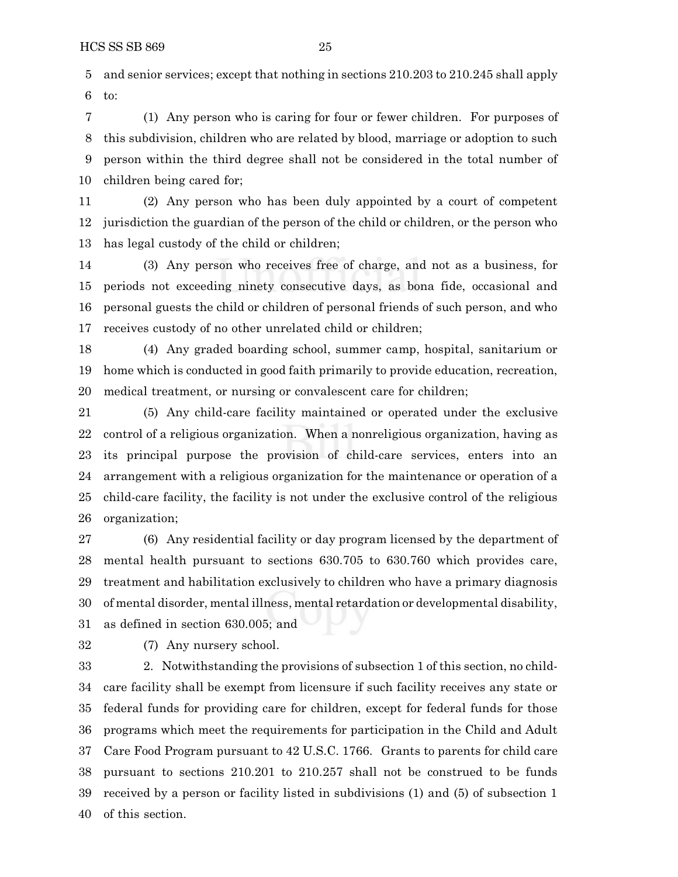and senior services; except that nothing in sections 210.203 to 210.245 shall apply to:

(1) Any person who is caring for four or fewer children. For purposes of this subdivision, children who are related by blood, marriage or adoption to such person within the third degree shall not be considered in the total number of children being cared for;

(2) Any person who has been duly appointed by a court of competent jurisdiction the guardian of the person of the child or children, or the person who has legal custody of the child or children;

(3) Any person who receives free of charge, and not as a business, for periods not exceeding ninety consecutive days, as bona fide, occasional and personal guests the child or children of personal friends of such person, and who receives custody of no other unrelated child or children;

(4) Any graded boarding school, summer camp, hospital, sanitarium or home which is conducted in good faith primarily to provide education, recreation, medical treatment, or nursing or convalescent care for children;

(5) Any child-care facility maintained or operated under the exclusive control of a religious organization. When a nonreligious organization, having as its principal purpose the provision of child-care services, enters into an arrangement with a religious organization for the maintenance or operation of a child-care facility, the facility is not under the exclusive control of the religious organization;

(6) Any residential facility or day program licensed by the department of mental health pursuant to sections 630.705 to 630.760 which provides care, treatment and habilitation exclusively to children who have a primary diagnosis of mental disorder, mental illness, mental retardation or developmental disability, as defined in section 630.005; and

(7) Any nursery school.

2. Notwithstanding the provisions of subsection 1 of this section, no child-care facility shall be exempt from licensure if such facility receives any state or federal funds for providing care for children, except for federal funds for those programs which meet the requirements for participation in the Child and Adult Care Food Program pursuant to 42 U.S.C. 1766. Grants to parents for child care pursuant to sections 210.201 to 210.257 shall not be construed to be funds received by a person or facility listed in subdivisions (1) and (5) of subsection 1 of this section.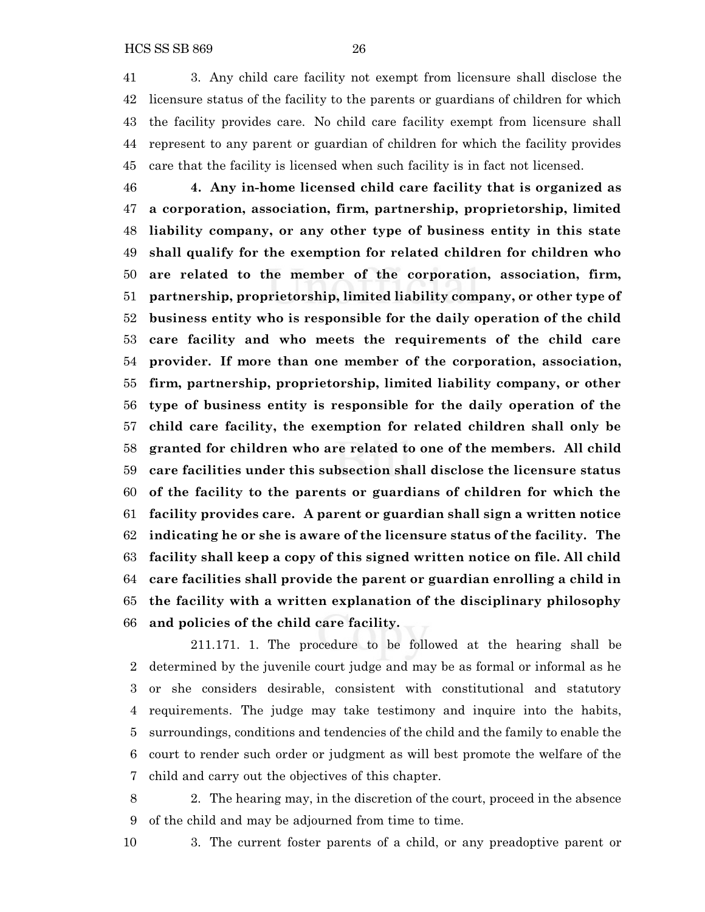3. Any child care facility not exempt from licensure shall disclose the licensure status of the facility to the parents or guardians of children for which the facility provides care. No child care facility exempt from licensure shall represent to any parent or guardian of children for which the facility provides care that the facility is licensed when such facility is in fact not licensed.

**4. Any in-home licensed child care facility that is organized as a corporation, association, firm, partnership, proprietorship, limited liability company, or any other type of business entity in this state shall qualify for the exemption for related children for children who are related to the member of the corporation, association, firm, partnership, proprietorship, limited liability company, or other type of business entity who is responsible for the daily operation of the child care facility and who meets the requirements of the child care provider. If more than one member of the corporation, association, firm, partnership, proprietorship, limited liability company, or other type of business entity is responsible for the daily operation of the child care facility, the exemption for related children shall only be granted for children who are related to one of the members. All child care facilities under this subsection shall disclose the licensure status of the facility to the parents or guardians of children for which the facility provides care. A parent or guardian shall sign a written notice indicating he or she is aware of the licensure status of the facility. The facility shall keep a copy of this signed written notice on file. All child care facilities shall provide the parent or guardian enrolling a child in the facility with a written explanation of the disciplinary philosophy and policies of the child care facility.**

211.171. 1. The procedure to be followed at the hearing shall be determined by the juvenile court judge and may be as formal or informal as he or she considers desirable, consistent with constitutional and statutory requirements. The judge may take testimony and inquire into the habits, surroundings, conditions and tendencies of the child and the family to enable the court to render such order or judgment as will best promote the welfare of the child and carry out the objectives of this chapter.

2. The hearing may, in the discretion of the court, proceed in the absence of the child and may be adjourned from time to time.

3. The current foster parents of a child, or any preadoptive parent or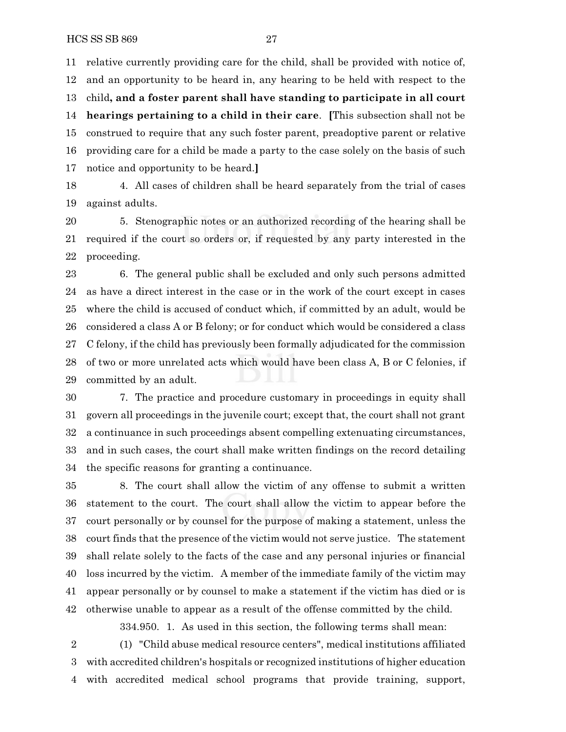relative currently providing care for the child, shall be provided with notice of, and an opportunity to be heard in, any hearing to be held with respect to the child**, and a foster parent shall have standing to participate in all court hearings pertaining to a child in their care**. **[**This subsection shall not be construed to require that any such foster parent, preadoptive parent or relative providing care for a child be made a party to the case solely on the basis of such notice and opportunity to be heard.**]**

4. All cases of children shall be heard separately from the trial of cases against adults.

5. Stenographic notes or an authorized recording of the hearing shall be required if the court so orders or, if requested by any party interested in the proceeding.

6. The general public shall be excluded and only such persons admitted as have a direct interest in the case or in the work of the court except in cases where the child is accused of conduct which, if committed by an adult, would be considered a class A or B felony; or for conduct which would be considered a class C felony, if the child has previously been formally adjudicated for the commission of two or more unrelated acts which would have been class A, B or C felonies, if committed by an adult.

7. The practice and procedure customary in proceedings in equity shall govern all proceedings in the juvenile court; except that, the court shall not grant a continuance in such proceedings absent compelling extenuating circumstances, and in such cases, the court shall make written findings on the record detailing the specific reasons for granting a continuance.

8. The court shall allow the victim of any offense to submit a written statement to the court. The court shall allow the victim to appear before the court personally or by counsel for the purpose of making a statement, unless the court finds that the presence of the victim would not serve justice. The statement shall relate solely to the facts of the case and any personal injuries or financial loss incurred by the victim. A member of the immediate family of the victim may appear personally or by counsel to make a statement if the victim has died or is otherwise unable to appear as a result of the offense committed by the child.

334.950. 1. As used in this section, the following terms shall mean:

(1) "Child abuse medical resource centers", medical institutions affiliated with accredited children's hospitals or recognized institutions of higher education with accredited medical school programs that provide training, support,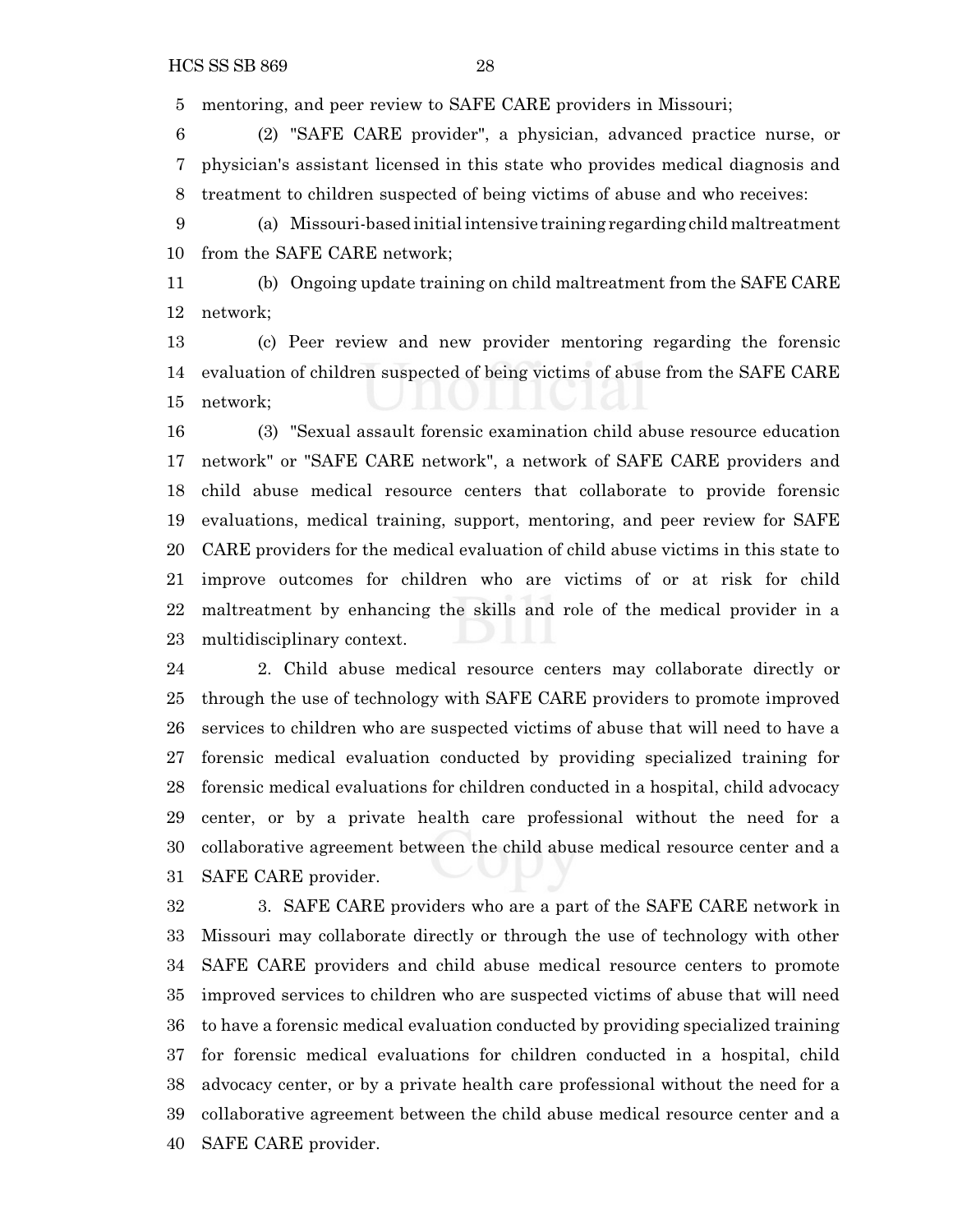mentoring, and peer review to SAFE CARE providers in Missouri;

(2) "SAFE CARE provider", a physician, advanced practice nurse, or physician's assistant licensed in this state who provides medical diagnosis and treatment to children suspected of being victims of abuse and who receives:

(a) Missouri-based initial intensive training regarding child maltreatment from the SAFE CARE network;

(b) Ongoing update training on child maltreatment from the SAFE CARE network;

(c) Peer review and new provider mentoring regarding the forensic evaluation of children suspected of being victims of abuse from the SAFE CARE network;

(3) "Sexual assault forensic examination child abuse resource education network" or "SAFE CARE network", a network of SAFE CARE providers and child abuse medical resource centers that collaborate to provide forensic evaluations, medical training, support, mentoring, and peer review for SAFE CARE providers for the medical evaluation of child abuse victims in this state to improve outcomes for children who are victims of or at risk for child maltreatment by enhancing the skills and role of the medical provider in a multidisciplinary context.

2. Child abuse medical resource centers may collaborate directly or through the use of technology with SAFE CARE providers to promote improved services to children who are suspected victims of abuse that will need to have a forensic medical evaluation conducted by providing specialized training for forensic medical evaluations for children conducted in a hospital, child advocacy center, or by a private health care professional without the need for a collaborative agreement between the child abuse medical resource center and a SAFE CARE provider.

3. SAFE CARE providers who are a part of the SAFE CARE network in Missouri may collaborate directly or through the use of technology with other SAFE CARE providers and child abuse medical resource centers to promote improved services to children who are suspected victims of abuse that will need to have a forensic medical evaluation conducted by providing specialized training for forensic medical evaluations for children conducted in a hospital, child advocacy center, or by a private health care professional without the need for a collaborative agreement between the child abuse medical resource center and a SAFE CARE provider.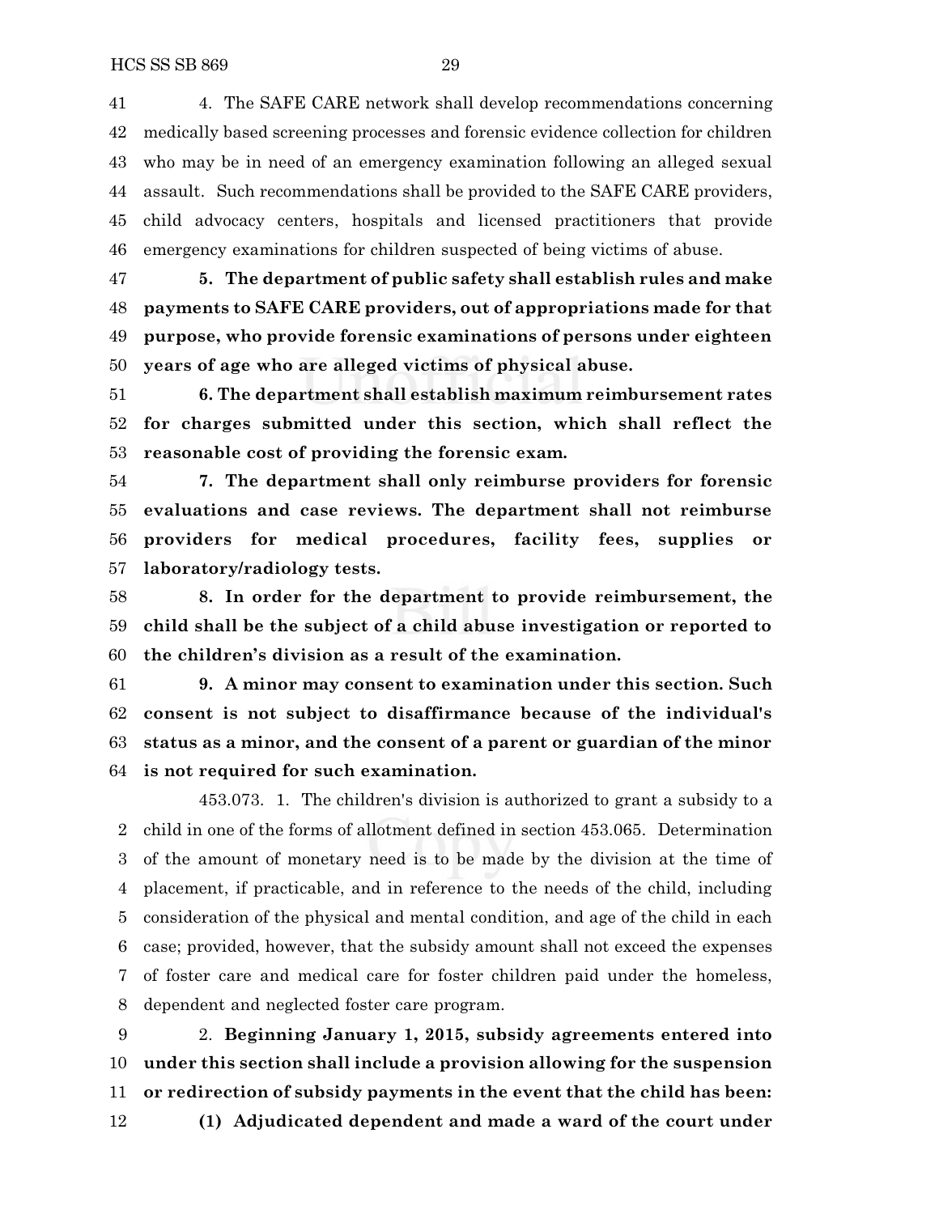4. The SAFE CARE network shall develop recommendations concerning medically based screening processes and forensic evidence collection for children who may be in need of an emergency examination following an alleged sexual assault. Such recommendations shall be provided to the SAFE CARE providers, child advocacy centers, hospitals and licensed practitioners that provide emergency examinations for children suspected of being victims of abuse.

**5. The department of public safety shall establish rules and make payments to SAFE CARE providers, out of appropriations made for that purpose, who provide forensic examinations of persons under eighteen years of age who are alleged victims of physical abuse.**

**6. The department shall establish maximum reimbursement rates for charges submitted under this section, which shall reflect the reasonable cost of providing the forensic exam.**

**7. The department shall only reimburse providers for forensic evaluations and case reviews. The department shall not reimburse providers for medical procedures, facility fees, supplies or laboratory/radiology tests.**

**8. In order for the department to provide reimbursement, the child shall be the subject of a child abuse investigation or reported to the children's division as a result of the examination.**

**9. A minor may consent to examination under this section. Such consent is not subject to disaffirmance because of the individual's status as a minor, and the consent of a parent or guardian of the minor is not required for such examination.**

453.073. 1. The children's division is authorized to grant a subsidy to a child in one of the forms of allotment defined in section 453.065. Determination of the amount of monetary need is to be made by the division at the time of placement, if practicable, and in reference to the needs of the child, including consideration of the physical and mental condition, and age of the child in each case; provided, however, that the subsidy amount shall not exceed the expenses of foster care and medical care for foster children paid under the homeless, dependent and neglected foster care program.

2. **Beginning January 1, 2015, subsidy agreements entered into under this section shall include a provision allowing for the suspension or redirection of subsidy payments in the event that the child has been:**

**(1) Adjudicated dependent and made a ward of the court under**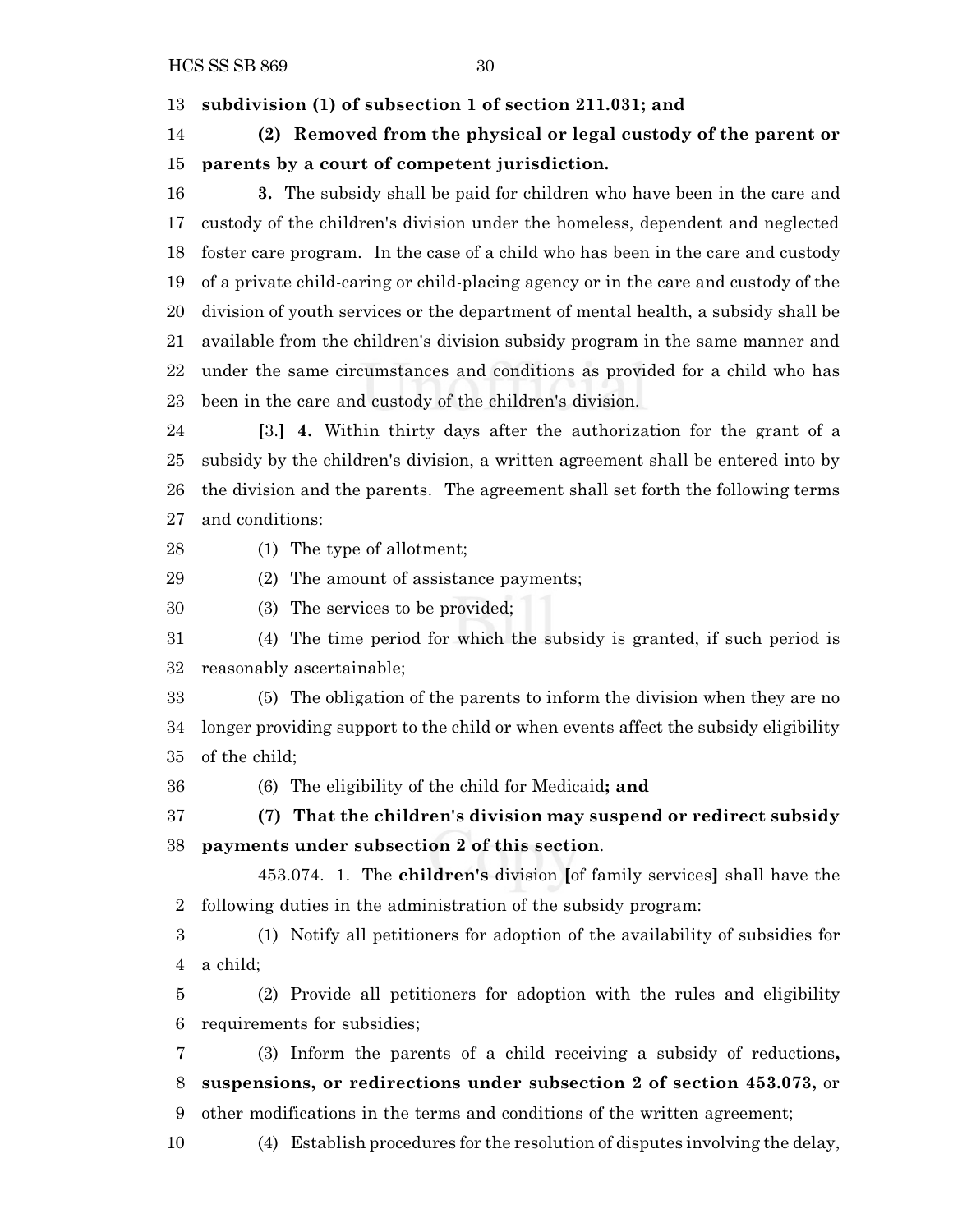**subdivision (1) of subsection 1 of section 211.031; and**

**(2) Removed from the physical or legal custody of the parent or parents by a court of competent jurisdiction.**

**3.** The subsidy shall be paid for children who have been in the care and custody of the children's division under the homeless, dependent and neglected foster care program. In the case of a child who has been in the care and custody of a private child-caring or child-placing agency or in the care and custody of the division of youth services or the department of mental health, a subsidy shall be available from the children's division subsidy program in the same manner and under the same circumstances and conditions as provided for a child who has been in the care and custody of the children's division.

**[**3.**]** **4.** Within thirty days after the authorization for the grant of a subsidy by the children's division, a written agreement shall be entered into by the division and the parents. The agreement shall set forth the following terms and conditions:

(1) The type of allotment;

(2) The amount of assistance payments;

(3) The services to be provided;

(4) The time period for which the subsidy is granted, if such period is reasonably ascertainable;

(5) The obligation of the parents to inform the division when they are no longer providing support to the child or when events affect the subsidy eligibility of the child;

(6) The eligibility of the child for Medicaid**; and**

**(7) That the children's division may suspend or redirect subsidy payments under subsection 2 of this section**.

453.074. 1. The **children's** division **[**of family services**]** shall have the following duties in the administration of the subsidy program:

(1) Notify all petitioners for adoption of the availability of subsidies for a child;

(2) Provide all petitioners for adoption with the rules and eligibility requirements for subsidies;

(3) Inform the parents of a child receiving a subsidy of reductions**, suspensions, or redirections under subsection 2 of section 453.073,** or other modifications in the terms and conditions of the written agreement;

(4) Establish procedures for the resolution of disputes involving the delay,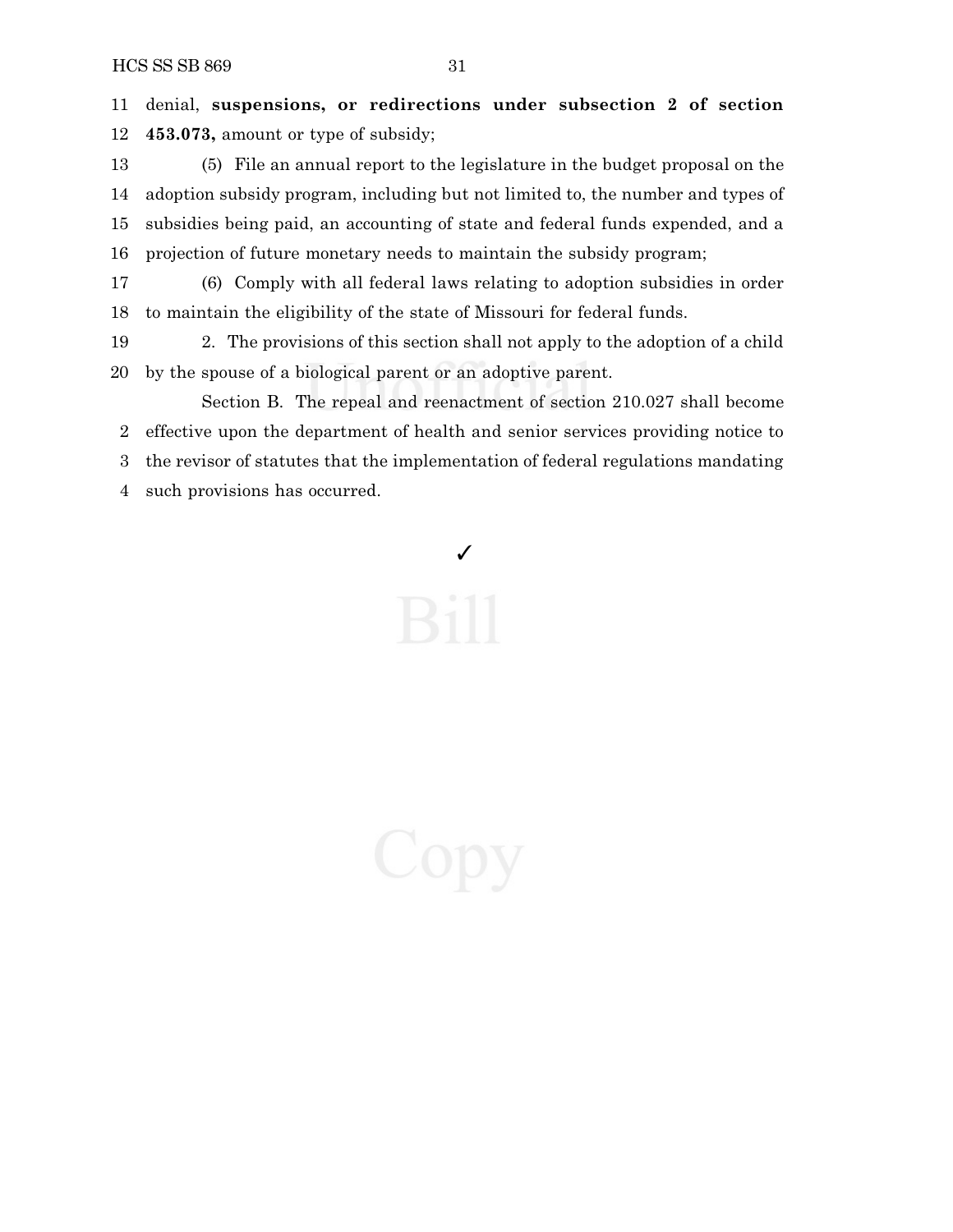denial, **suspensions, or redirections under subsection 2 of section 453.073,** amount or type of subsidy;

(5) File an annual report to the legislature in the budget proposal on the adoption subsidy program, including but not limited to, the number and types of subsidies being paid, an accounting of state and federal funds expended, and a projection of future monetary needs to maintain the subsidy program;

(6) Comply with all federal laws relating to adoption subsidies in order to maintain the eligibility of the state of Missouri for federal funds.

2. The provisions of this section shall not apply to the adoption of a child by the spouse of a biological parent or an adoptive parent.

Section B. The repeal and reenactment of section 210.027 shall become effective upon the department of health and senior services providing notice to the revisor of statutes that the implementation of federal regulations mandating such provisions has occurred.

✓